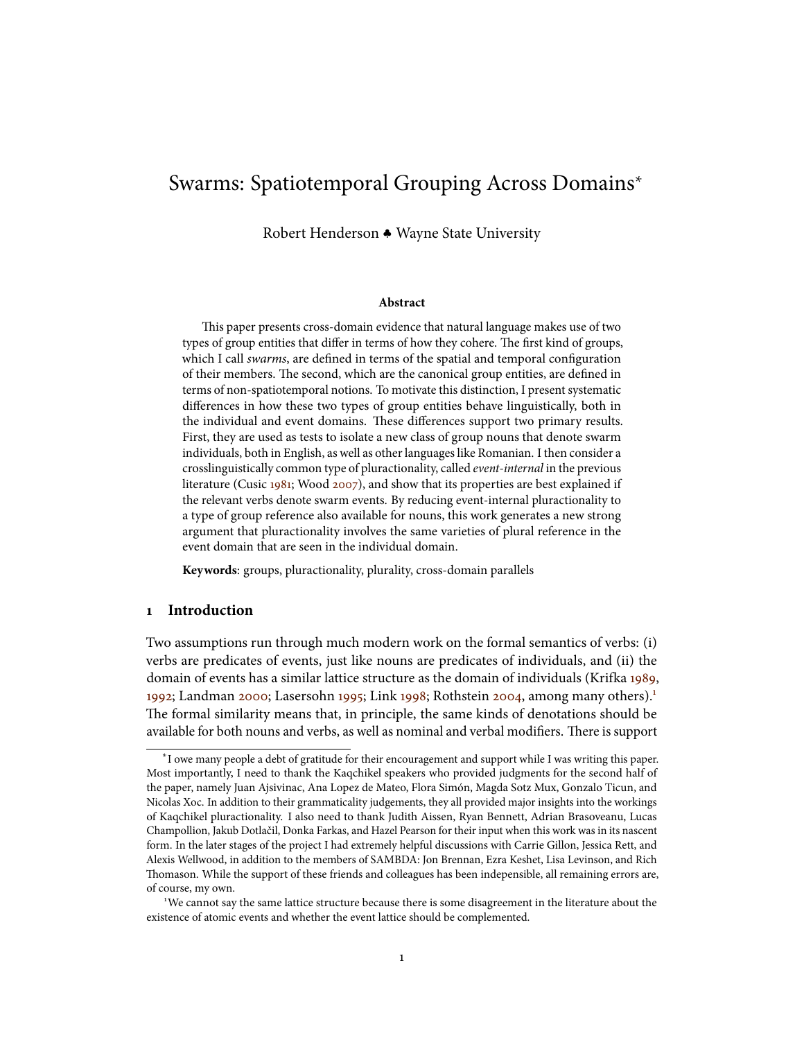# Swarms: Spatiotemporal Grouping Across Domains*

Robert Henderson ♣ Wayne State University

### Abstract

This paper presents cross-domain evidence that natural language makes use of two types of group entities that differ in terms of how they cohere. The first kind of groups, which I call *swarms*, are defined in terms of the spatial and temporal configuration of their members. The second, which are the canonical group entities, are defined in terms of non-spatiotemporal notions. To motivate this distinction, I present systematic differences in how these two types of group entities behave linguistically, both in the individual and event domains. These differences support two primary results. First, they are used as tests to isolate a new class of group nouns that denote swarm individuals, both in English, as well as other languages like Romanian. I then consider a crosslinguistically common type of pluractionality, called *event-internal* in the previous literature (Cusic 1981; Wood 2007), and show that its properties are best explained if the relevant verbs denote swarm events. By reducing event-internal pluractionality to a type of group reference also available for nouns, this work generates a new strong argument that pluractionality involves the same varieties of plural reference in the event domain that are seen in the individual domain.

**Keywords**: groups, pluractionality, plurality, cross-domain parallels

## 1 Introduction

Two assumptions run through much modern work on the formal semantics of verbs: (i) verbs are predicates of events, just like nouns are predicates of individuals, and (ii) the domain of events has a similar lattice structure as the domain of individuals (Krifka 1989, 1992; Landman 2000; Lasersohn 1995; Link 1998; Rothstein 2004, among many others).[1] The formal similarity means that, in principle, the same kinds of denotations should be available for both nouns and verbs, as well as nominal and verbal modifiers. There is support

---

*I owe many people a debt of gratitude for their encouragement and support while I was writing this paper. Most importantly, I need to thank the Kaqchikel speakers who provided judgments for the second half of the paper, namely Juan Ajsivinac, Ana Lopez de Mateo, Flora Simón, Magda Sotz Mux, Gonzalo Ticun, and Nicolas Xoc. In addition to their grammaticality judgements, they all provided major insights into the workings of Kaqchikel pluractionality. I also need to thank Judith Aissen, Ryan Bennett, Adrian Brasoveanu, Lucas Champollion, Jakub Dotlačil, Donka Farkas, and Hazel Pearson for their input when this work was in its nascent form. In the later stages of the project I had extremely helpful discussions with Carrie Gillon, Jessica Rett, and Alexis Wellwood, in addition to the members of SAMBDA: Jon Brennan, Ezra Keshet, Lisa Levinson, and Rich Thomason. While the support of these friends and colleagues has been indepensible, all remaining errors are, of course, my own.

[1] We cannot say the same lattice structure because there is some disagreement in the literature about the existence of atomic events and whether the event lattice should be complemented.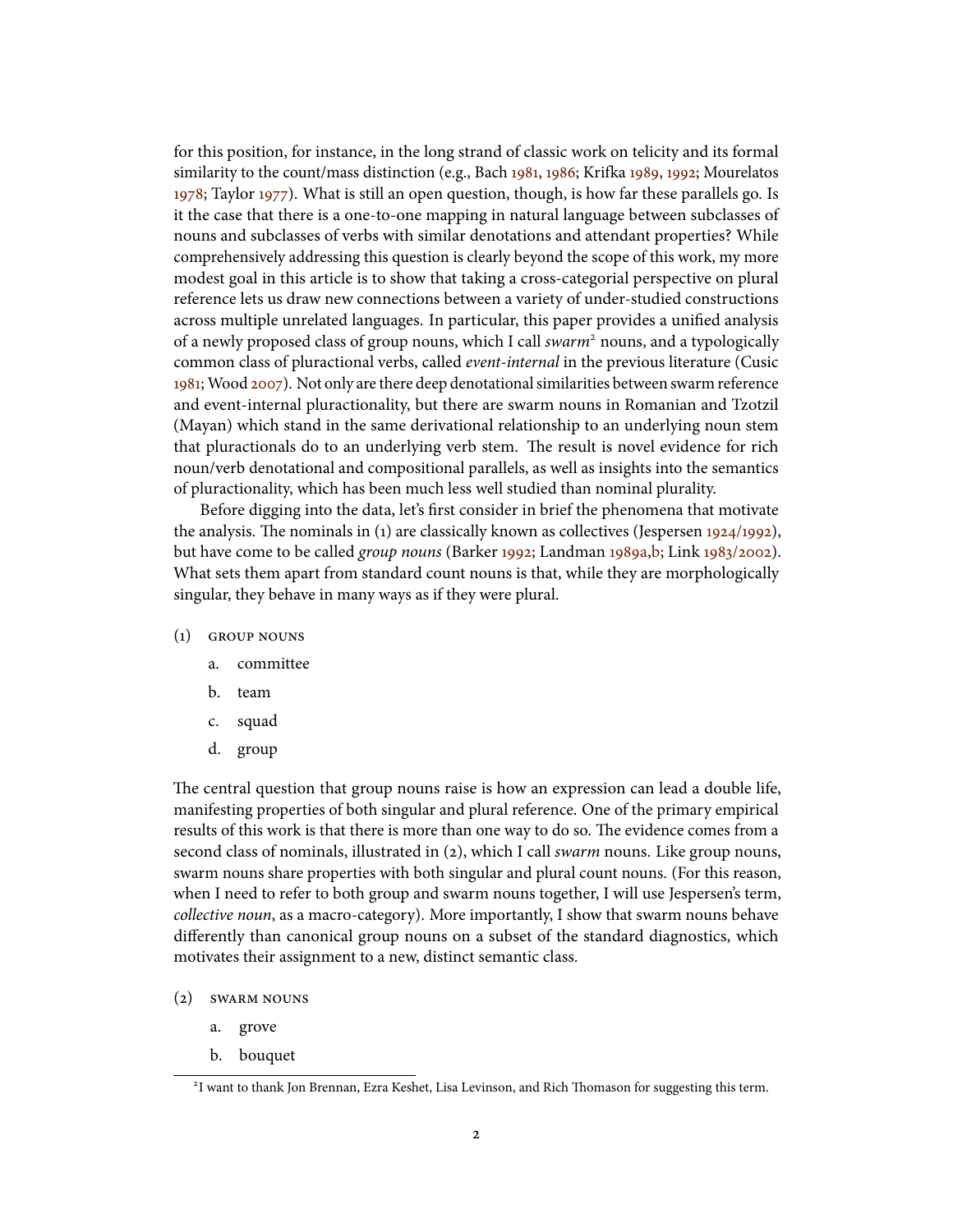for this position, for instance, in the long strand of classic work on telicity and its formal similarity to the count/mass distinction (e.g., Bach 1981, 1986; Krifka 1989, 1992; Mourelatos 1978; Taylor 1977). What is still an open question, though, is how far these parallels go. Is it the case that there is a one-to-one mapping in natural language between subclasses of nouns and subclasses of verbs with similar denotations and attendant properties? While comprehensively addressing this question is clearly beyond the scope of this work, my more modest goal in this article is to show that taking a cross-categorial perspective on plural reference lets us draw new connections between a variety of under-studied constructions across multiple unrelated languages. In particular, this paper provides a unified analysis of a newly proposed class of group nouns, which I call *swarm*[2] nouns, and a typologically common class of pluractional verbs, called *event-internal* in the previous literature (Cusic 1981; Wood 2007). Not only are there deep denotational similarities between swarm reference and event-internal pluractionality, but there are swarm nouns in Romanian and Tzotzil (Mayan) which stand in the same derivational relationship to an underlying noun stem that pluractionals do to an underlying verb stem. The result is novel evidence for rich noun/verb denotational and compositional parallels, as well as insights into the semantics of pluractionality, which has been much less well studied than nominal plurality.

Before digging into the data, let's first consider in brief the phenomena that motivate the analysis. The nominals in (1) are classically known as collectives (Jespersen 1924/1992), but have come to be called *group nouns* (Barker 1992; Landman 1989a,b; Link 1983/2002). What sets them apart from standard count nouns is that, while they are morphologically singular, they behave in many ways as if they were plural.

(1) GROUP NOUNS

a. committee

b. team

c. squad

d. group

The central question that group nouns raise is how an expression can lead a double life, manifesting properties of both singular and plural reference. One of the primary empirical results of this work is that there is more than one way to do so. The evidence comes from a second class of nominals, illustrated in (2), which I call *swarm* nouns. Like group nouns, swarm nouns share properties with both singular and plural count nouns. (For this reason, when I need to refer to both group and swarm nouns together, I will use Jespersen's term, *collective noun*, as a macro-category). More importantly, I show that swarm nouns behave differently than canonical group nouns on a subset of the standard diagnostics, which motivates their assignment to a new, distinct semantic class.

(2) SWARM NOUNS

a. grove

b. bouquet

[2] I want to thank Jon Brennan, Ezra Keshet, Lisa Levinson, and Rich Thomason for suggesting this term.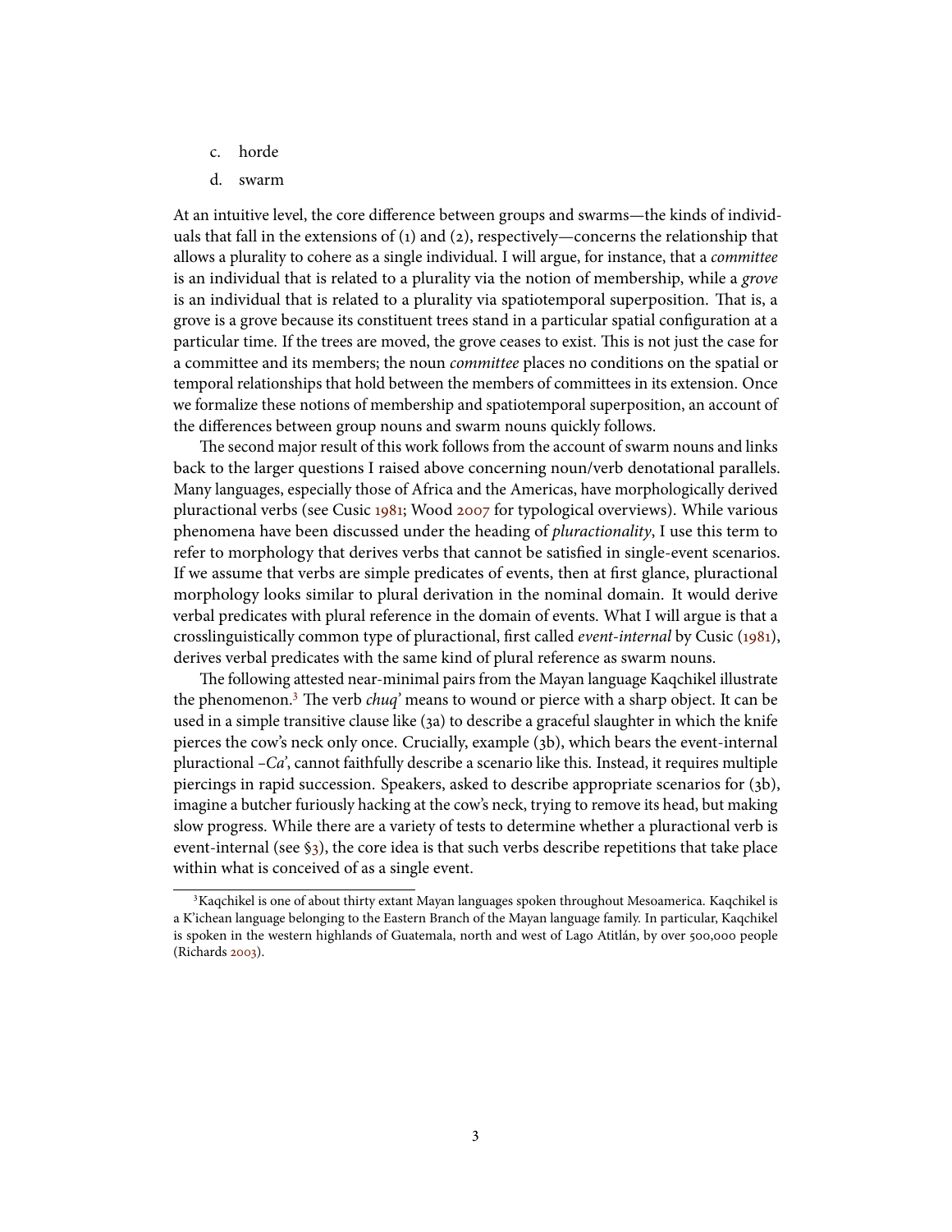c. horde

d. swarm

At an intuitive level, the core difference between groups and swarms—the kinds of individuals that fall in the extensions of (1) and (2), respectively—concerns the relationship that allows a plurality to cohere as a single individual. I will argue, for instance, that a *committee* is an individual that is related to a plurality via the notion of membership, while a *grove* is an individual that is related to a plurality via spatiotemporal superposition. That is, a grove is a grove because its constituent trees stand in a particular spatial configuration at a particular time. If the trees are moved, the grove ceases to exist. This is not just the case for a committee and its members; the noun *committee* places no conditions on the spatial or temporal relationships that hold between the members of committees in its extension. Once we formalize these notions of membership and spatiotemporal superposition, an account of the differences between group nouns and swarm nouns quickly follows.

The second major result of this work follows from the account of swarm nouns and links back to the larger questions I raised above concerning noun/verb denotational parallels. Many languages, especially those of Africa and the Americas, have morphologically derived pluractional verbs (see Cusic 1981; Wood 2007 for typological overviews). While various phenomena have been discussed under the heading of *pluractionality*, I use this term to refer to morphology that derives verbs that cannot be satisfied in single-event scenarios. If we assume that verbs are simple predicates of events, then at first glance, pluractional morphology looks similar to plural derivation in the nominal domain. It would derive verbal predicates with plural reference in the domain of events. What I will argue is that a crosslinguistically common type of pluractional, first called *event-internal* by Cusic (1981), derives verbal predicates with the same kind of plural reference as swarm nouns.

The following attested near-minimal pairs from the Mayan language Kaqchikel illustrate the phenomenon.[3] The verb *chuq'* means to wound or pierce with a sharp object. It can be used in a simple transitive clause like (3a) to describe a graceful slaughter in which the knife pierces the cow's neck only once. Crucially, example (3b), which bears the event-internal pluractional *–Ca'*, cannot faithfully describe a scenario like this. Instead, it requires multiple piercings in rapid succession. Speakers, asked to describe appropriate scenarios for (3b), imagine a butcher furiously hacking at the cow's neck, trying to remove its head, but making slow progress. While there are a variety of tests to determine whether a pluractional verb is event-internal (see §3), the core idea is that such verbs describe repetitions that take place within what is conceived of as a single event.

[3] Kaqchikel is one of about thirty extant Mayan languages spoken throughout Mesoamerica. Kaqchikel is a K'ichean language belonging to the Eastern Branch of the Mayan language family. In particular, Kaqchikel is spoken in the western highlands of Guatemala, north and west of Lago Atitlán, by over 500,000 people (Richards 2003).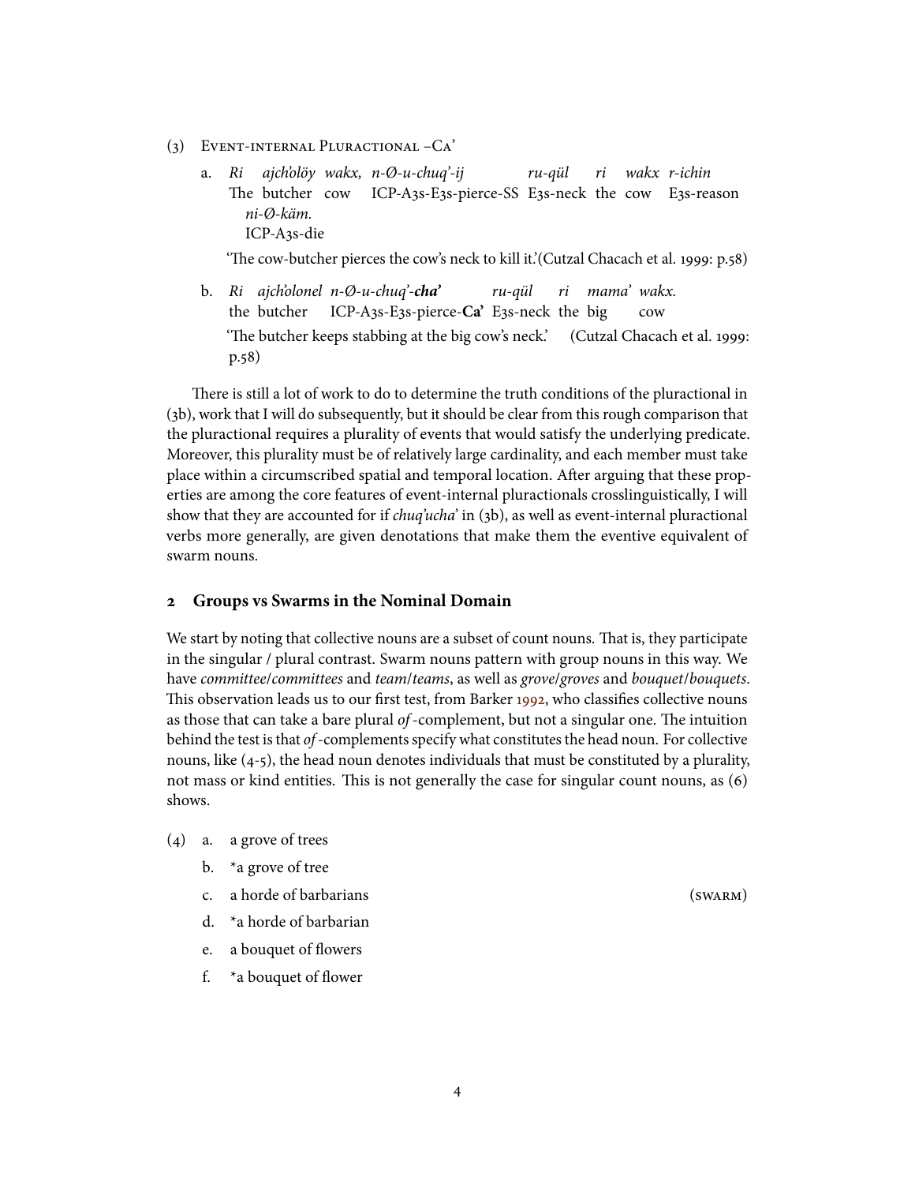(3) Event-internal Pluractional –Ca’

a. *Ri ajch’olöy wakx, n-Ø-u-chuq’-ij ru-qül ri wakx r-ichin ni-Ø-käm.*
   The butcher cow ICP-A3s-E3s-pierce-SS E3s-neck the cow E3s-reason ICP-A3s-die
   
   ‘The cow-butcher pierces the cow’s neck to kill it.’(Cutzal Chacach et al. 1999: p.58)

b. *Ri ajch’olonel n-Ø-u-chuq’-**cha’** ru-qül ri mama’ wakx.*
   the butcher ICP-A3s-E3s-pierce-**Ca’** E3s-neck the big cow
   
   ‘The butcher keeps stabbing at the big cow’s neck.’ (Cutzal Chacach et al. 1999: p.58)

There is still a lot of work to do to determine the truth conditions of the pluractional in (3b), work that I will do subsequently, but it should be clear from this rough comparison that the pluractional requires a plurality of events that would satisfy the underlying predicate. Moreover, this plurality must be of relatively large cardinality, and each member must take place within a circumscribed spatial and temporal location. After arguing that these properties are among the core features of event-internal pluractionals crosslinguistically, I will show that they are accounted for if *chuq’ucha’* in (3b), as well as event-internal pluractional verbs more generally, are given denotations that make them the eventive equivalent of swarm nouns.

## 2 Groups vs Swarms in the Nominal Domain

We start by noting that collective nouns are a subset of count nouns. That is, they participate in the singular / plural contrast. Swarm nouns pattern with group nouns in this way. We have *committee*/*committees* and *team*/*teams*, as well as *grove*/*groves* and *bouquet*/*bouquets*. This observation leads us to our first test, from Barker 1992, who classifies collective nouns as those that can take a bare plural *of*-complement, but not a singular one. The intuition behind the test is that *of*-complements specify what constitutes the head noun. For collective nouns, like (4-5), the head noun denotes individuals that must be constituted by a plurality, not mass or kind entities. This is not generally the case for singular count nouns, as (6) shows.

(4) a. a grove of trees
   b. *a grove of tree
   c. a horde of barbarians (swarm)
   d. *a horde of barbarian
   e. a bouquet of flowers
   f. *a bouquet of flower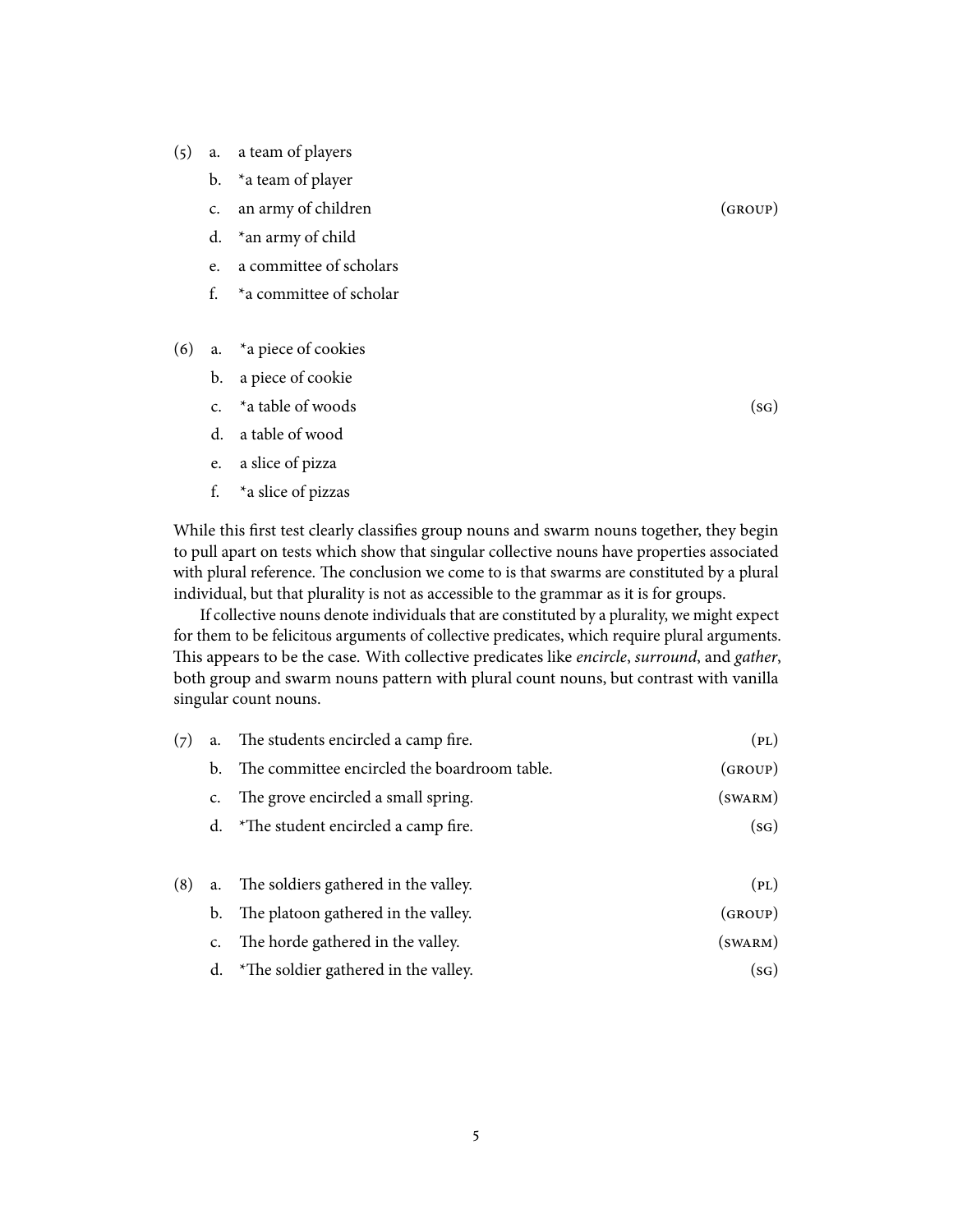(5) a. a team of players

b. *a team of player

c. an army of children (group)

d. *an army of child

e. a committee of scholars

f. *a committee of scholar

(6) a. *a piece of cookies

b. a piece of cookie

c. *a table of woods (sg)

d. a table of wood

e. a slice of pizza

f. *a slice of pizzas

While this first test clearly classifies group nouns and swarm nouns together, they begin to pull apart on tests which show that singular collective nouns have properties associated with plural reference. The conclusion we come to is that swarms are constituted by a plural individual, but that plurality is not as accessible to the grammar as it is for groups.

If collective nouns denote individuals that are constituted by a plurality, we might expect for them to be felicitous arguments of collective predicates, which require plural arguments. This appears to be the case. With collective predicates like *encircle*, *surround*, and *gather*, both group and swarm nouns pattern with plural count nouns, but contrast with vanilla singular count nouns.

(7) a. The students encircled a camp fire. (pl)

b. The committee encircled the boardroom table. (group)

c. The grove encircled a small spring. (swarm)

d. *The student encircled a camp fire. (sg)

(8) a. The soldiers gathered in the valley. (pl)

b. The platoon gathered in the valley. (group)

c. The horde gathered in the valley. (swarm)

d. *The soldier gathered in the valley. (sg)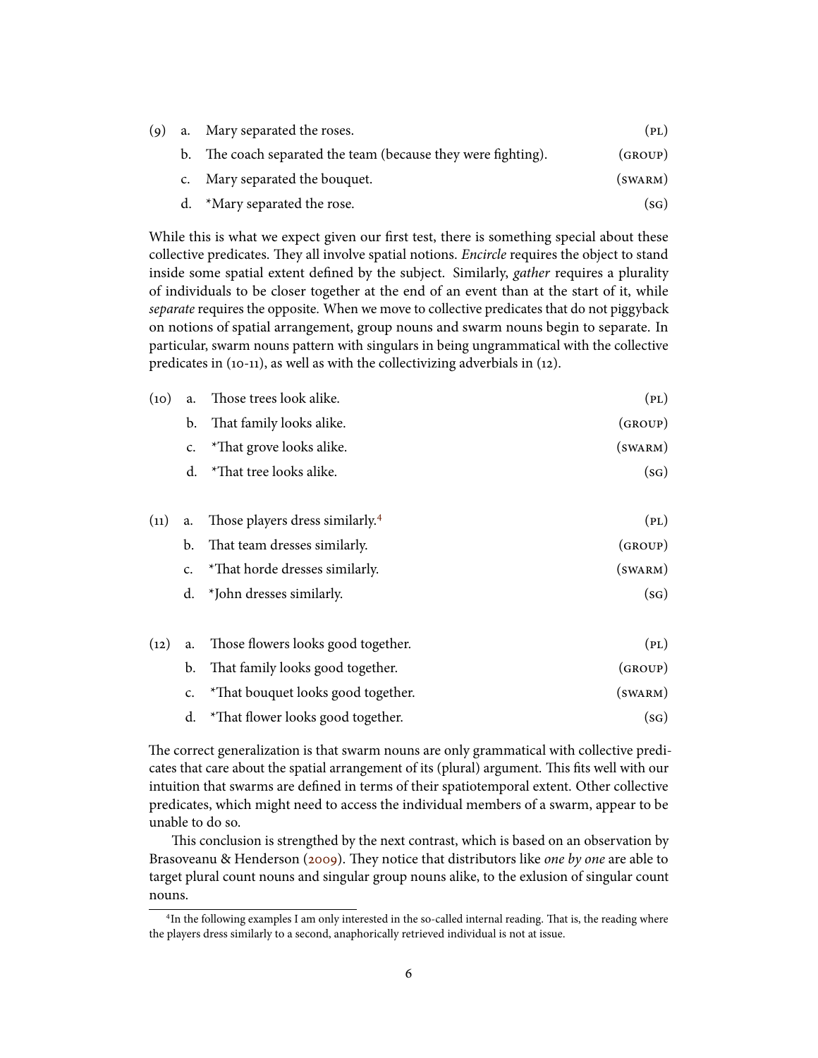(9) a. Mary separated the roses. (PL)

b. The coach separated the team (because they were fighting). (GROUP)

c. Mary separated the bouquet. (SWARM)

d. *Mary separated the rose. (SG)

While this is what we expect given our first test, there is something special about these collective predicates. They all involve spatial notions. *Encircle* requires the object to stand inside some spatial extent defined by the subject. Similarly, *gather* requires a plurality of individuals to be closer together at the end of an event than at the start of it, while *separate* requires the opposite. When we move to collective predicates that do not piggyback on notions of spatial arrangement, group nouns and swarm nouns begin to separate. In particular, swarm nouns pattern with singulars in being ungrammatical with the collective predicates in (10-11), as well as with the collectivizing adverbials in (12).

(10) a. Those trees look alike. (PL)

b. That family looks alike. (GROUP)

c. *That grove looks alike. (SWARM)

d. *That tree looks alike. (SG)

(11) a. Those players dress similarly.[4] (PL)

b. That team dresses similarly. (GROUP)

c. *That horde dresses similarly. (SWARM)

d. *John dresses similarly. (SG)

(12) a. Those flowers looks good together. (PL)

b. That family looks good together. (GROUP)

c. *That bouquet looks good together. (SWARM)

d. *That flower looks good together. (SG)

The correct generalization is that swarm nouns are only grammatical with collective predicates that care about the spatial arrangement of its (plural) argument. This fits well with our intuition that swarms are defined in terms of their spatiotemporal extent. Other collective predicates, which might need to access the individual members of a swarm, appear to be unable to do so.

This conclusion is strengthed by the next contrast, which is based on an observation by Brasoveanu & Henderson (2009). They notice that distributors like *one by one* are able to target plural count nouns and singular group nouns alike, to the exlusion of singular count nouns.

[4] In the following examples I am only interested in the so-called internal reading. That is, the reading where the players dress similarly to a second, anaphorically retrieved individual is not at issue.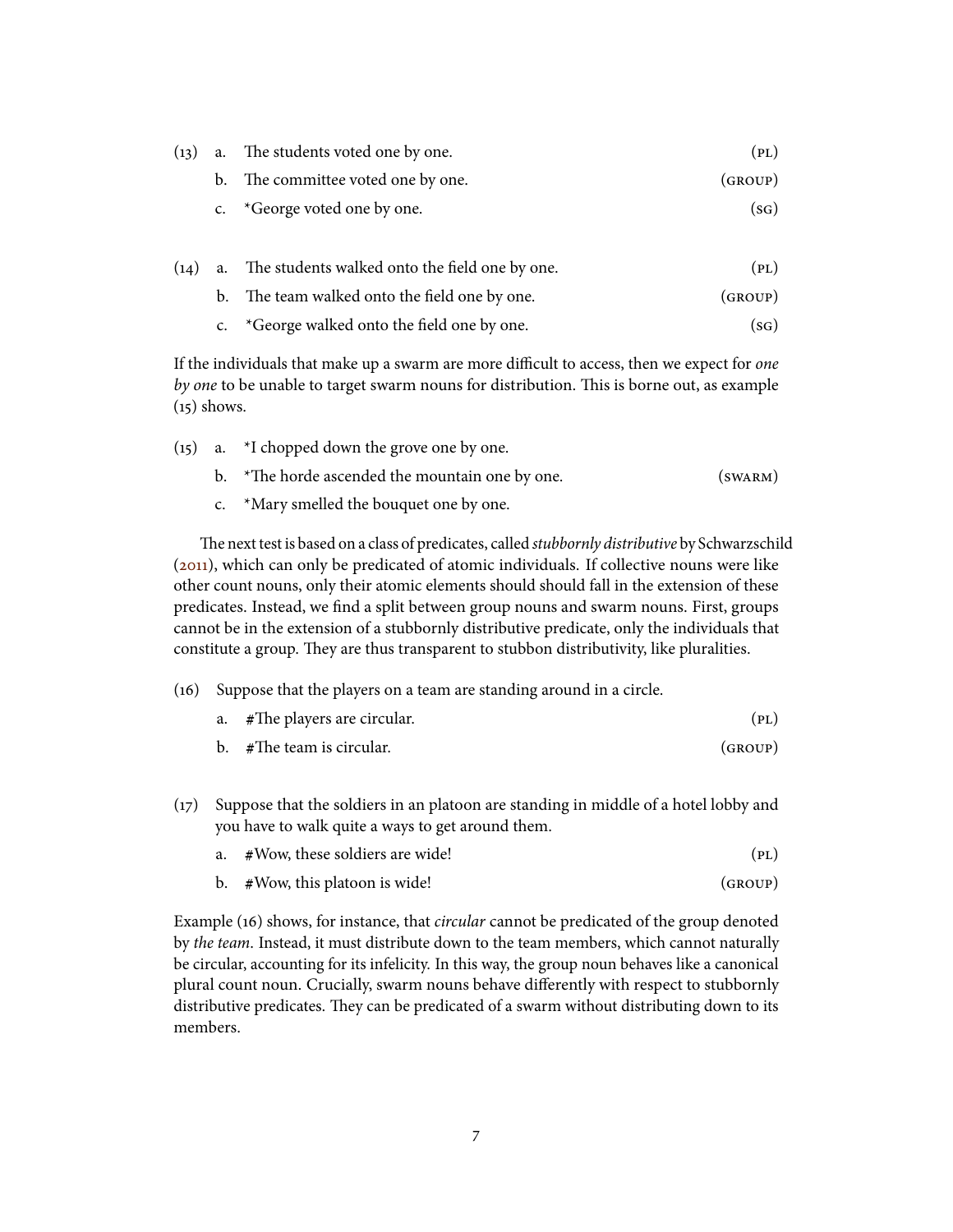(13) a. The students voted one by one. (PL)

b. The committee voted one by one. (GROUP)

c. *George voted one by one. (SG)

(14) a. The students walked onto the field one by one. (PL)

b. The team walked onto the field one by one. (GROUP)

c. *George walked onto the field one by one. (SG)

If the individuals that make up a swarm are more difficult to access, then we expect for *one by one* to be unable to target swarm nouns for distribution. This is borne out, as example (15) shows.

(15) a. *I chopped down the grove one by one.

b. *The horde ascended the mountain one by one. (SWARM)

c. *Mary smelled the bouquet one by one.

The next test is based on a class of predicates, called *stubbornly distributive* by Schwarzschild (2011), which can only be predicated of atomic individuals. If collective nouns were like other count nouns, only their atomic elements should should fall in the extension of these predicates. Instead, we find a split between group nouns and swarm nouns. First, groups cannot be in the extension of a stubbornly distributive predicate, only the individuals that constitute a group. They are thus transparent to stubbon distributivity, like pluralities.

(16) Suppose that the players on a team are standing around in a circle.

a. #The players are circular. (PL)

b. #The team is circular. (GROUP)

(17) Suppose that the soldiers in an platoon are standing in middle of a hotel lobby and you have to walk quite a ways to get around them.

a. #Wow, these soldiers are wide! (PL)

b. #Wow, this platoon is wide! (GROUP)

Example (16) shows, for instance, that *circular* cannot be predicated of the group denoted by *the team*. Instead, it must distribute down to the team members, which cannot naturally be circular, accounting for its infelicity. In this way, the group noun behaves like a canonical plural count noun. Crucially, swarm nouns behave differently with respect to stubbornly distributive predicates. They can be predicated of a swarm without distributing down to its members.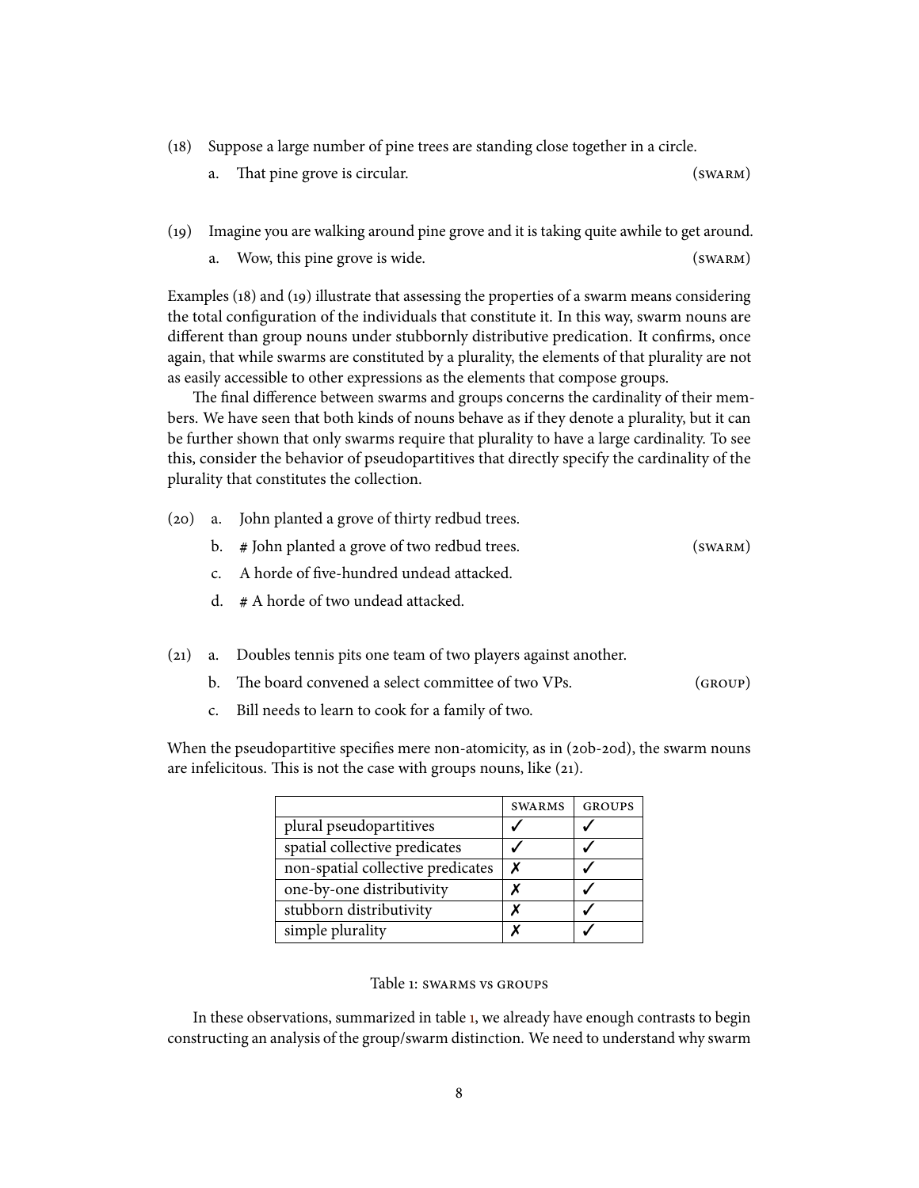(18) Suppose a large number of pine trees are standing close together in a circle.

  a. That pine grove is circular. (SWARM)

(19) Imagine you are walking around pine grove and it is taking quite awhile to get around.

  a. Wow, this pine grove is wide. (SWARM)

Examples (18) and (19) illustrate that assessing the properties of a swarm means considering the total configuration of the individuals that constitute it. In this way, swarm nouns are different than group nouns under stubbornly distributive predication. It confirms, once again, that while swarms are constituted by a plurality, the elements of that plurality are not as easily accessible to other expressions as the elements that compose groups.

The final difference between swarms and groups concerns the cardinality of their members. We have seen that both kinds of nouns behave as if they denote a plurality, but it can be further shown that only swarms require that plurality to have a large cardinality. To see this, consider the behavior of pseudopartitives that directly specify the cardinality of the plurality that constitutes the collection.

(20) a. John planted a grove of thirty redbud trees.

  b. # John planted a grove of two redbud trees. (SWARM)

  c. A horde of five-hundred undead attacked.

  d. # A horde of two undead attacked.

(21) a. Doubles tennis pits one team of two players against another.

  b. The board convened a select committee of two VPs. (GROUP)

  c. Bill needs to learn to cook for a family of two.

When the pseudopartitive specifies mere non-atomicity, as in (20b-20d), the swarm nouns are infelicitous. This is not the case with groups nouns, like (21).

| | SWARMS | GROUPS |
|---|---|---|
| plural pseudopartitives | ✓ | ✓ |
| spatial collective predicates | ✓ | ✓ |
| non-spatial collective predicates | ✗ | ✓ |
| one-by-one distributivity | ✗ | ✓ |
| stubborn distributivity | ✗ | ✓ |
| simple plurality | ✗ | ✓ |

Table 1: SWARMS VS GROUPS

In these observations, summarized in table 1, we already have enough contrasts to begin constructing an analysis of the group/swarm distinction. We need to understand why swarm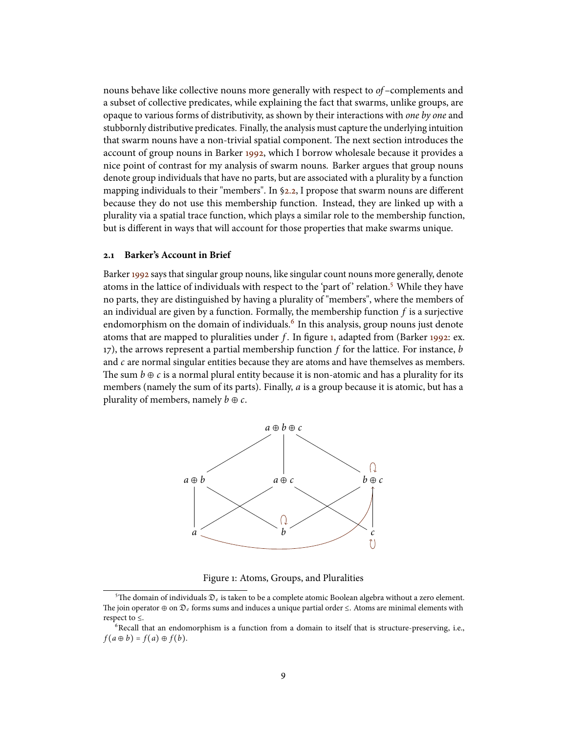nouns behave like collective nouns more generally with respect to *of*–complements and a subset of collective predicates, while explaining the fact that swarms, unlike groups, are opaque to various forms of distributivity, as shown by their interactions with *one by one* and stubbornly distributive predicates. Finally, the analysis must capture the underlying intuition that swarm nouns have a non-trivial spatial component. The next section introduces the account of group nouns in Barker 1992, which I borrow wholesale because it provides a nice point of contrast for my analysis of swarm nouns. Barker argues that group nouns denote group individuals that have no parts, but are associated with a plurality by a function mapping individuals to their "members". In §2.2, I propose that swarm nouns are different because they do not use this membership function. Instead, they are linked up with a plurality via a spatial trace function, which plays a similar role to the membership function, but is different in ways that will account for those properties that make swarms unique.

### 2.1 Barker's Account in Brief

Barker 1992 says that singular group nouns, like singular count nouns more generally, denote atoms in the lattice of individuals with respect to the 'part of' relation.[5] While they have no parts, they are distinguished by having a plurality of "members", where the members of an individual are given by a function. Formally, the membership function $f$ is a surjective endomorphism on the domain of individuals.[6] In this analysis, group nouns just denote atoms that are mapped to pluralities under $f$. In figure 1, adapted from (Barker 1992: ex. 17), the arrows represent a partial membership function $f$ for the lattice. For instance, $b$ and $c$ are normal singular entities because they are atoms and have themselves as members. The sum $b \oplus c$ is a normal plural entity because it is non-atomic and has a plurality for its members (namely the sum of its parts). Finally, $a$ is a group because it is atomic, but has a plurality of members, namely $b \oplus c$.

Figure 1: Atoms, Groups, and Pluralities

[5] The domain of individuals $\mathfrak{D}_e$ is taken to be a complete atomic Boolean algebra without a zero element. The join operator $\oplus$ on $\mathfrak{D}_e$ forms sums and induces a unique partial order $\leq$. Atoms are minimal elements with respect to $\leq$.

[6] Recall that an endomorphism is a function from a domain to itself that is structure-preserving, i.e., $f(a \oplus b) = f(a) \oplus f(b)$.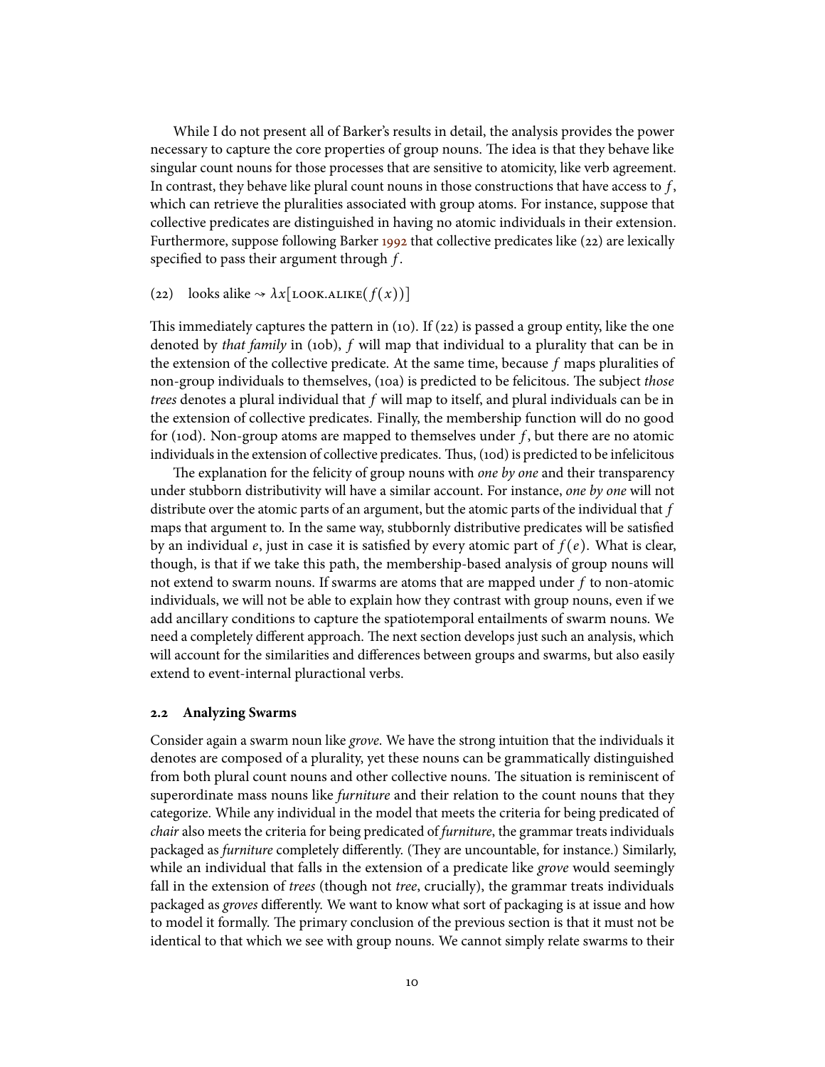While I do not present all of Barker's results in detail, the analysis provides the power necessary to capture the core properties of group nouns. The idea is that they behave like singular count nouns for those processes that are sensitive to atomicity, like verb agreement. In contrast, they behave like plural count nouns in those constructions that have access to $f$, which can retrieve the pluralities associated with group atoms. For instance, suppose that collective predicates are distinguished in having no atomic individuals in their extension. Furthermore, suppose following Barker 1992 that collective predicates like (22) are lexically specified to pass their argument through $f$.

(22) looks alike $\rightsquigarrow \lambda x[\text{LOOK.ALIKE}(f(x))]$

This immediately captures the pattern in (10). If (22) is passed a group entity, like the one denoted by *that family* in (10b), $f$ will map that individual to a plurality that can be in the extension of the collective predicate. At the same time, because $f$ maps pluralities of non-group individuals to themselves, (10a) is predicted to be felicitous. The subject *those trees* denotes a plural individual that $f$ will map to itself, and plural individuals can be in the extension of collective predicates. Finally, the membership function will do no good for (10d). Non-group atoms are mapped to themselves under $f$, but there are no atomic individuals in the extension of collective predicates. Thus, (10d) is predicted to be infelicitous

The explanation for the felicity of group nouns with *one by one* and their transparency under stubborn distributivity will have a similar account. For instance, *one by one* will not distribute over the atomic parts of an argument, but the atomic parts of the individual that $f$ maps that argument to. In the same way, stubbornly distributive predicates will be satisfied by an individual $e$, just in case it is satisfied by every atomic part of $f(e)$. What is clear, though, is that if we take this path, the membership-based analysis of group nouns will not extend to swarm nouns. If swarms are atoms that are mapped under $f$ to non-atomic individuals, we will not be able to explain how they contrast with group nouns, even if we add ancillary conditions to capture the spatiotemporal entailments of swarm nouns. We need a completely different approach. The next section develops just such an analysis, which will account for the similarities and differences between groups and swarms, but also easily extend to event-internal pluractional verbs.

### 2.2 Analyzing Swarms

Consider again a swarm noun like *grove*. We have the strong intuition that the individuals it denotes are composed of a plurality, yet these nouns can be grammatically distinguished from both plural count nouns and other collective nouns. The situation is reminiscent of superordinate mass nouns like *furniture* and their relation to the count nouns that they categorize. While any individual in the model that meets the criteria for being predicated of *chair* also meets the criteria for being predicated of *furniture*, the grammar treats individuals packaged as *furniture* completely differently. (They are uncountable, for instance.) Similarly, while an individual that falls in the extension of a predicate like *grove* would seemingly fall in the extension of *trees* (though not *tree*, crucially), the grammar treats individuals packaged as *groves* differently. We want to know what sort of packaging is at issue and how to model it formally. The primary conclusion of the previous section is that it must not be identical to that which we see with group nouns. We cannot simply relate swarms to their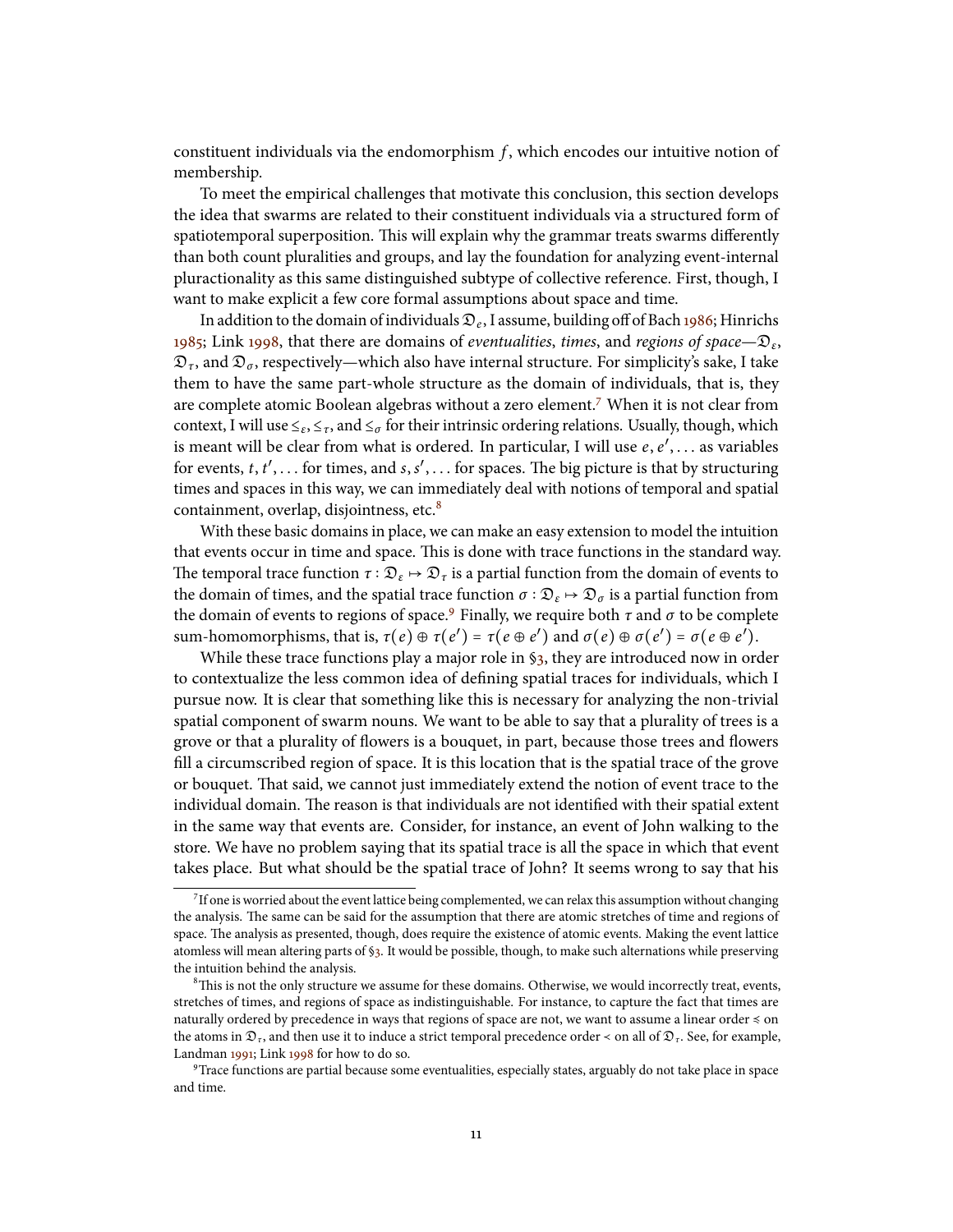constituent individuals via the endomorphism $f$, which encodes our intuitive notion of membership.

To meet the empirical challenges that motivate this conclusion, this section develops the idea that swarms are related to their constituent individuals via a structured form of spatiotemporal superposition. This will explain why the grammar treats swarms differently than both count pluralities and groups, and lay the foundation for analyzing event-internal pluractionality as this same distinguished subtype of collective reference. First, though, I want to make explicit a few core formal assumptions about space and time.

In addition to the domain of individuals $\mathfrak{D}_e$, I assume, building off of Bach 1986; Hinrichs 1985; Link 1998, that there are domains of *eventualities*, *times*, and *regions of space*—$\mathfrak{D}_\varepsilon$, $\mathfrak{D}_\tau$, and $\mathfrak{D}_\sigma$, respectively—which also have internal structure. For simplicity's sake, I take them to have the same part-whole structure as the domain of individuals, that is, they are complete atomic Boolean algebras without a zero element.[7] When it is not clear from context, I will use $\leq_\varepsilon, \leq_\tau$, and $\leq_\sigma$ for their intrinsic ordering relations. Usually, though, which is meant will be clear from what is ordered. In particular, I will use $e, e', \ldots$ as variables for events, $t, t', \ldots$ for times, and $s, s', \ldots$ for spaces. The big picture is that by structuring times and spaces in this way, we can immediately deal with notions of temporal and spatial containment, overlap, disjointness, etc.[8]

With these basic domains in place, we can make an easy extension to model the intuition that events occur in time and space. This is done with trace functions in the standard way. The temporal trace function $\tau : \mathfrak{D}_\varepsilon \mapsto \mathfrak{D}_\tau$ is a partial function from the domain of events to the domain of times, and the spatial trace function $\sigma : \mathfrak{D}_\varepsilon \mapsto \mathfrak{D}_\sigma$ is a partial function from the domain of events to regions of space.[9] Finally, we require both $\tau$ and $\sigma$ to be complete sum-homomorphisms, that is, $\tau(e) \oplus \tau(e') = \tau(e \oplus e')$ and $\sigma(e) \oplus \sigma(e') = \sigma(e \oplus e')$.

While these trace functions play a major role in §3, they are introduced now in order to contextualize the less common idea of defining spatial traces for individuals, which I pursue now. It is clear that something like this is necessary for analyzing the non-trivial spatial component of swarm nouns. We want to be able to say that a plurality of trees is a grove or that a plurality of flowers is a bouquet, in part, because those trees and flowers fill a circumscribed region of space. It is this location that is the spatial trace of the grove or bouquet. That said, we cannot just immediately extend the notion of event trace to the individual domain. The reason is that individuals are not identified with their spatial extent in the same way that events are. Consider, for instance, an event of John walking to the store. We have no problem saying that its spatial trace is all the space in which that event takes place. But what should be the spatial trace of John? It seems wrong to say that his

---

[7] If one is worried about the event lattice being complemented, we can relax this assumption without changing the analysis. The same can be said for the assumption that there are atomic stretches of time and regions of space. The analysis as presented, though, does require the existence of atomic events. Making the event lattice atomless will mean altering parts of §3. It would be possible, though, to make such alternations while preserving the intuition behind the analysis.

[8] This is not the only structure we assume for these domains. Otherwise, we would incorrectly treat, events, stretches of times, and regions of space as indistinguishable. For instance, to capture the fact that times are naturally ordered by precedence in ways that regions of space are not, we want to assume a linear order $\preccurlyeq$ on the atoms in $\mathfrak{D}_\tau$, and then use it to induce a strict temporal precedence order $\prec$ on all of $\mathfrak{D}_\tau$. See, for example, Landman 1991; Link 1998 for how to do so.

[9] Trace functions are partial because some eventualities, especially states, arguably do not take place in space and time.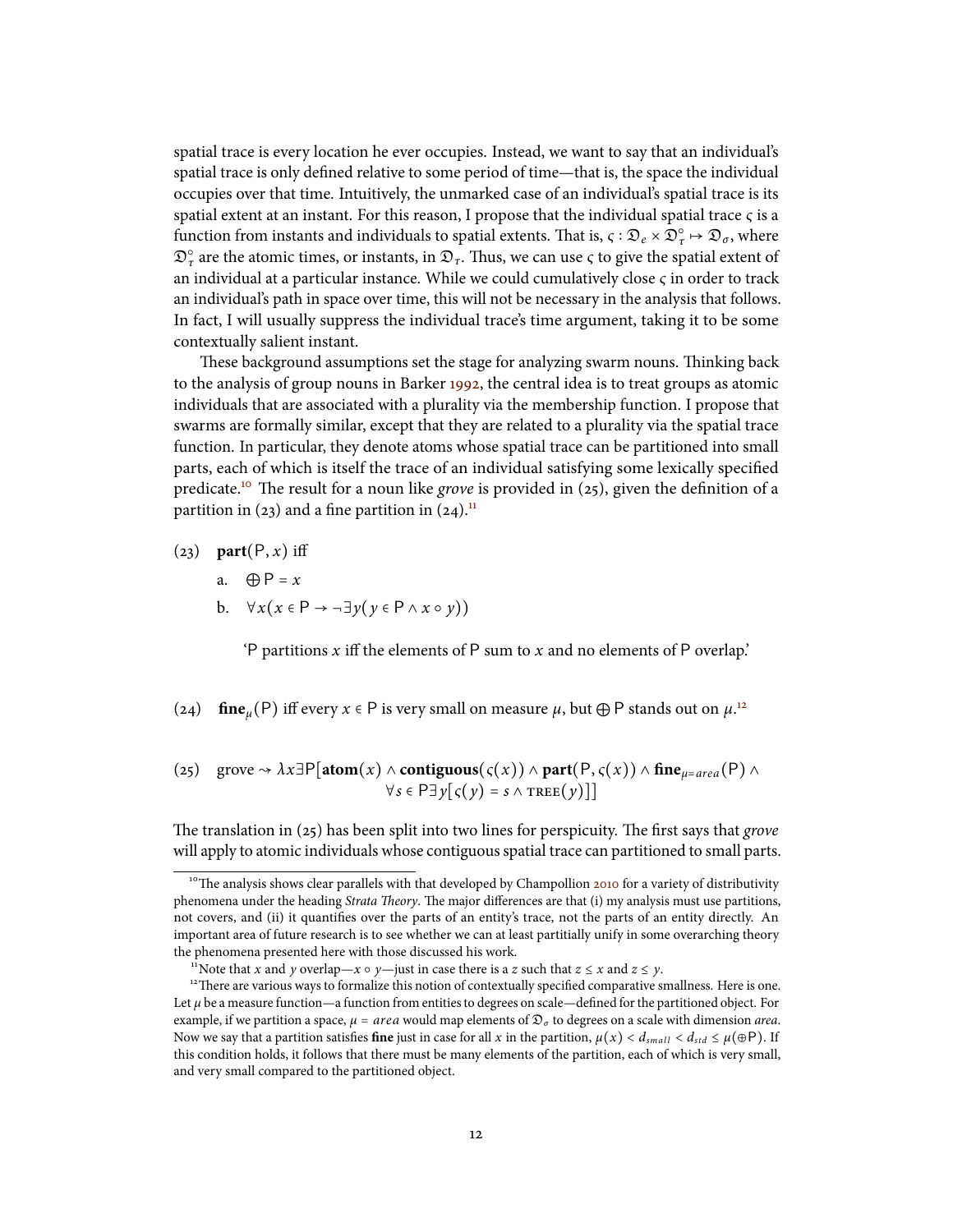spatial trace is every location he ever occupies. Instead, we want to say that an individual's spatial trace is only defined relative to some period of time—that is, the space the individual occupies over that time. Intuitively, the unmarked case of an individual's spatial trace is its spatial extent at an instant. For this reason, I propose that the individual spatial trace $\varsigma$ is a function from instants and individuals to spatial extents. That is, $\varsigma : \mathfrak{D}_e \times \mathfrak{D}^\circ_\tau \mapsto \mathfrak{D}_\sigma$, where $\mathfrak{D}^\circ_\tau$ are the atomic times, or instants, in $\mathfrak{D}_\tau$. Thus, we can use $\varsigma$ to give the spatial extent of an individual at a particular instance. While we could cumulatively close $\varsigma$ in order to track an individual's path in space over time, this will not be necessary in the analysis that follows. In fact, I will usually suppress the individual trace's time argument, taking it to be some contextually salient instant.

These background assumptions set the stage for analyzing swarm nouns. Thinking back to the analysis of group nouns in Barker 1992, the central idea is to treat groups as atomic individuals that are associated with a plurality via the membership function. I propose that swarms are formally similar, except that they are related to a plurality via the spatial trace function. In particular, they denote atoms whose spatial trace can be partitioned into small parts, each of which is itself the trace of an individual satisfying some lexically specified predicate.[10] The result for a noun like *grove* is provided in (25), given the definition of a partition in (23) and a fine partition in (24).[11]

(23) **part**$(\mathsf{P}, x)$ iff

a. $\bigoplus \mathsf{P} = x$

b. $\forall x(x \in \mathsf{P} \rightarrow \neg\exists y(y \in \mathsf{P} \wedge x \circ y))$

'P partitions $x$ iff the elements of P sum to $x$ and no elements of P overlap.'

(24) $\textbf{fine}_\mu(\mathsf{P})$ iff every $x \in \mathsf{P}$ is very small on measure $\mu$, but $\bigoplus \mathsf{P}$ stands out on $\mu$.[12]

(25) $$\text{grove} \rightsquigarrow \lambda x \exists \mathsf{P}[\textbf{atom}(x) \wedge \textbf{contiguous}(\varsigma(x)) \wedge \textbf{part}(\mathsf{P}, \varsigma(x)) \wedge \textbf{fine}_{\mu=area}(\mathsf{P}) \wedge \forall s \in \mathsf{P} \exists y[\varsigma(y) = s \wedge \textsc{tree}(y)]]$$

The translation in (25) has been split into two lines for perspicuity. The first says that *grove* will apply to atomic individuals whose contiguous spatial trace can partitioned to small parts.

---

[10] The analysis shows clear parallels with that developed by Champollion 2010 for a variety of distributivity phenomena under the heading *Strata Theory*. The major differences are that (i) my analysis must use partitions, not covers, and (ii) it quantifies over the parts of an entity's trace, not the parts of an entity directly. An important area of future research is to see whether we can at least partitially unify in some overarching theory the phenomena presented here with those discussed his work.

[11] Note that $x$ and $y$ overlap—$x \circ y$—just in case there is a $z$ such that $z \leq x$ and $z \leq y$.

[12] There are various ways to formalize this notion of contextually specified comparative smallness. Here is one. Let $\mu$ be a measure function—a function from entities to degrees on scale—defined for the partitioned object. For example, if we partition a space, $\mu = area$ would map elements of $\mathfrak{D}_\sigma$ to degrees on a scale with dimension *area*. Now we say that a partition satisfies **fine** just in case for all $x$ in the partition, $\mu(x) < d_{small} < d_{std} \leq \mu(\oplus \mathsf{P})$. If this condition holds, it follows that there must be many elements of the partition, each of which is very small, and very small compared to the partitioned object.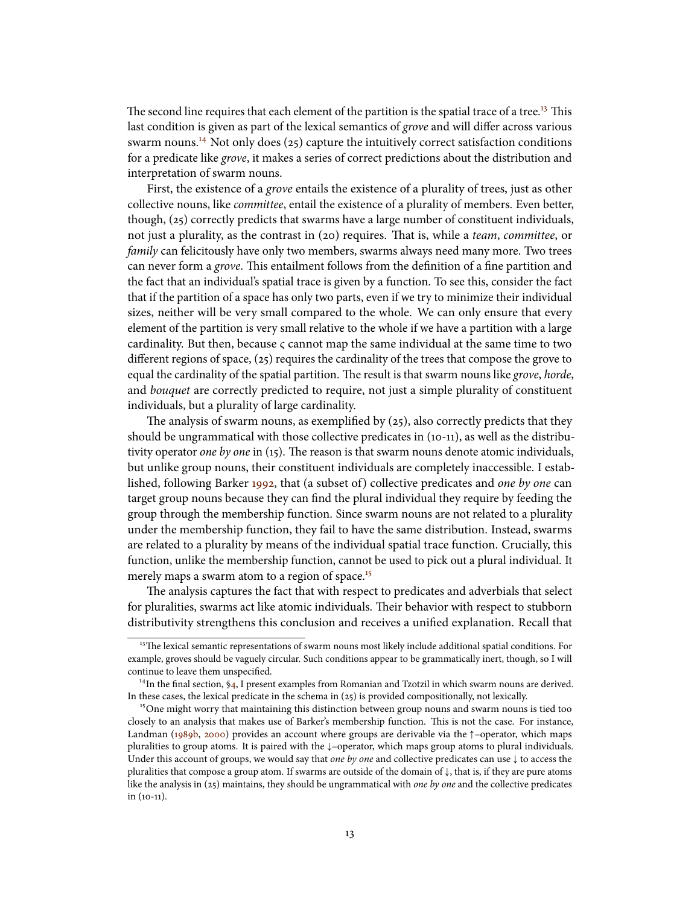The second line requires that each element of the partition is the spatial trace of a tree.[13] This last condition is given as part of the lexical semantics of *grove* and will differ across various swarm nouns.[14] Not only does (25) capture the intuitively correct satisfaction conditions for a predicate like *grove*, it makes a series of correct predictions about the distribution and interpretation of swarm nouns.

First, the existence of a *grove* entails the existence of a plurality of trees, just as other collective nouns, like *committee*, entail the existence of a plurality of members. Even better, though, (25) correctly predicts that swarms have a large number of constituent individuals, not just a plurality, as the contrast in (20) requires. That is, while a *team*, *committee*, or *family* can felicitously have only two members, swarms always need many more. Two trees can never form a *grove*. This entailment follows from the definition of a fine partition and the fact that an individual's spatial trace is given by a function. To see this, consider the fact that if the partition of a space has only two parts, even if we try to minimize their individual sizes, neither will be very small compared to the whole. We can only ensure that every element of the partition is very small relative to the whole if we have a partition with a large cardinality. But then, because $\varsigma$ cannot map the same individual at the same time to two different regions of space, (25) requires the cardinality of the trees that compose the grove to equal the cardinality of the spatial partition. The result is that swarm nouns like *grove*, *horde*, and *bouquet* are correctly predicted to require, not just a simple plurality of constituent individuals, but a plurality of large cardinality.

The analysis of swarm nouns, as exemplified by (25), also correctly predicts that they should be ungrammatical with those collective predicates in (10-11), as well as the distributivity operator *one by one* in (15). The reason is that swarm nouns denote atomic individuals, but unlike group nouns, their constituent individuals are completely inaccessible. I established, following Barker 1992, that (a subset of) collective predicates and *one by one* can target group nouns because they can find the plural individual they require by feeding the group through the membership function. Since swarm nouns are not related to a plurality under the membership function, they fail to have the same distribution. Instead, swarms are related to a plurality by means of the individual spatial trace function. Crucially, this function, unlike the membership function, cannot be used to pick out a plural individual. It merely maps a swarm atom to a region of space.[15]

The analysis captures the fact that with respect to predicates and adverbials that select for pluralities, swarms act like atomic individuals. Their behavior with respect to stubborn distributivity strengthens this conclusion and receives a unified explanation. Recall that

[13] The lexical semantic representations of swarm nouns most likely include additional spatial conditions. For example, groves should be vaguely circular. Such conditions appear to be grammatically inert, though, so I will continue to leave them unspecified.

[14] In the final section, §4, I present examples from Romanian and Tzotzil in which swarm nouns are derived. In these cases, the lexical predicate in the schema in (25) is provided compositionally, not lexically.

[15] One might worry that maintaining this distinction between group nouns and swarm nouns is tied too closely to an analysis that makes use of Barker's membership function. This is not the case. For instance, Landman (1989b, 2000) provides an account where groups are derivable via the ↑–operator, which maps pluralities to group atoms. It is paired with the ↓–operator, which maps group atoms to plural individuals. Under this account of groups, we would say that *one by one* and collective predicates can use ↓ to access the pluralities that compose a group atom. If swarms are outside of the domain of ↓, that is, if they are pure atoms like the analysis in (25) maintains, they should be ungrammatical with *one by one* and the collective predicates in (10-11).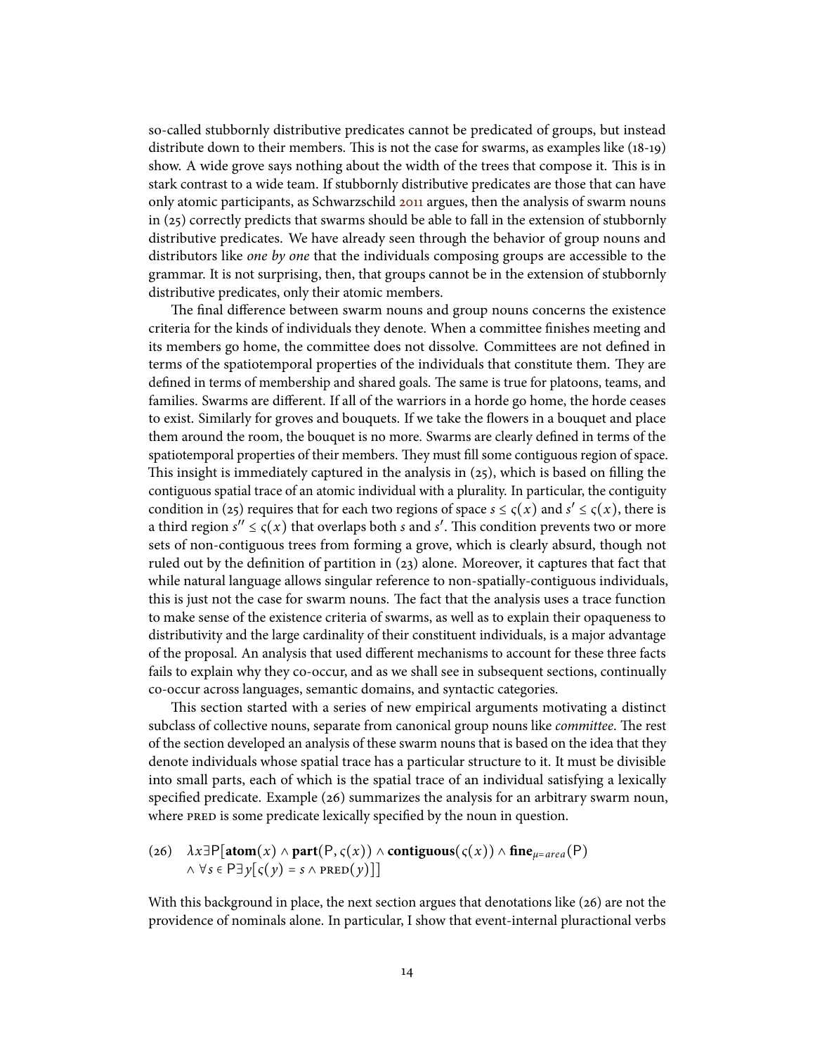so-called stubbornly distributive predicates cannot be predicated of groups, but instead distribute down to their members. This is not the case for swarms, as examples like (18-19) show. A wide grove says nothing about the width of the trees that compose it. This is in stark contrast to a wide team. If stubbornly distributive predicates are those that can have only atomic participants, as Schwarzschild 2011 argues, then the analysis of swarm nouns in (25) correctly predicts that swarms should be able to fall in the extension of stubbornly distributive predicates. We have already seen through the behavior of group nouns and distributors like *one by one* that the individuals composing groups are accessible to the grammar. It is not surprising, then, that groups cannot be in the extension of stubbornly distributive predicates, only their atomic members.

The final difference between swarm nouns and group nouns concerns the existence criteria for the kinds of individuals they denote. When a committee finishes meeting and its members go home, the committee does not dissolve. Committees are not defined in terms of the spatiotemporal properties of the individuals that constitute them. They are defined in terms of membership and shared goals. The same is true for platoons, teams, and families. Swarms are different. If all of the warriors in a horde go home, the horde ceases to exist. Similarly for groves and bouquets. If we take the flowers in a bouquet and place them around the room, the bouquet is no more. Swarms are clearly defined in terms of the spatiotemporal properties of their members. They must fill some contiguous region of space. This insight is immediately captured in the analysis in (25), which is based on filling the contiguous spatial trace of an atomic individual with a plurality. In particular, the contiguity condition in (25) requires that for each two regions of space $s \leq \varsigma(x)$ and $s' \leq \varsigma(x)$, there is a third region $s'' \leq \varsigma(x)$ that overlaps both $s$ and $s'$. This condition prevents two or more sets of non-contiguous trees from forming a grove, which is clearly absurd, though not ruled out by the definition of partition in (23) alone. Moreover, it captures that fact that while natural language allows singular reference to non-spatially-contiguous individuals, this is just not the case for swarm nouns. The fact that the analysis uses a trace function to make sense of the existence criteria of swarms, as well as to explain their opaqueness to distributivity and the large cardinality of their constituent individuals, is a major advantage of the proposal. An analysis that used different mechanisms to account for these three facts fails to explain why they co-occur, and as we shall see in subsequent sections, continually co-occur across languages, semantic domains, and syntactic categories.

This section started with a series of new empirical arguments motivating a distinct subclass of collective nouns, separate from canonical group nouns like *committee*. The rest of the section developed an analysis of these swarm nouns that is based on the idea that they denote individuals whose spatial trace has a particular structure to it. It must be divisible into small parts, each of which is the spatial trace of an individual satisfying a lexically specified predicate. Example (26) summarizes the analysis for an arbitrary swarm noun, where PRED is some predicate lexically specified by the noun in question.

(26) $$\lambda x \exists \mathsf{P}[\mathbf{atom}(x) \wedge \mathbf{part}(\mathsf{P}, \varsigma(x)) \wedge \mathbf{contiguous}(\varsigma(x)) \wedge \mathbf{fine}_{\mu=area}(\mathsf{P}) \wedge \forall s \in \mathsf{P} \exists y[\varsigma(y) = s \wedge \textsc{pred}(y)]]$$

With this background in place, the next section argues that denotations like (26) are not the providence of nominals alone. In particular, I show that event-internal pluractional verbs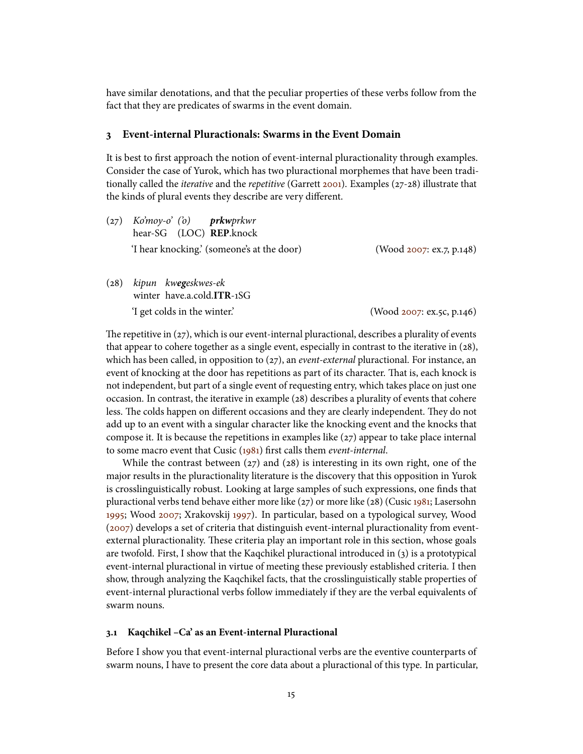have similar denotations, and that the peculiar properties of these verbs follow from the fact that they are predicates of swarms in the event domain.

## 3 Event-internal Pluractionals: Swarms in the Event Domain

It is best to first approach the notion of event-internal pluractionality through examples. Consider the case of Yurok, which has two pluractional morphemes that have been traditionally called the *iterative* and the *repetitive* (Garrett 2001). Examples (27-28) illustrate that the kinds of plural events they describe are very different.

(27) *Ko'moy-o' ('o) **prkw**prkwr*
hear-SG (LOC) **REP**.knock
'I hear knocking.' (someone's at the door) (Wood 2007: ex.7, p.148)

(28) *kipun kw**eg**eskwes-ek*
winter have.a.cold.**ITR**-1SG
'I get colds in the winter.' (Wood 2007: ex.5c, p.146)

The repetitive in (27), which is our event-internal pluractional, describes a plurality of events that appear to cohere together as a single event, especially in contrast to the iterative in (28), which has been called, in opposition to (27), an *event-external* pluractional. For instance, an event of knocking at the door has repetitions as part of its character. That is, each knock is not independent, but part of a single event of requesting entry, which takes place on just one occasion. In contrast, the iterative in example (28) describes a plurality of events that cohere less. The colds happen on different occasions and they are clearly independent. They do not add up to an event with a singular character like the knocking event and the knocks that compose it. It is because the repetitions in examples like (27) appear to take place internal to some macro event that Cusic (1981) first calls them *event-internal*.

While the contrast between (27) and (28) is interesting in its own right, one of the major results in the pluractionality literature is the discovery that this opposition in Yurok is crosslinguistically robust. Looking at large samples of such expressions, one finds that pluractional verbs tend behave either more like (27) or more like (28) (Cusic 1981; Lasersohn 1995; Wood 2007; Xrakovskij 1997). In particular, based on a typological survey, Wood (2007) develops a set of criteria that distinguish event-internal pluractionality from event-external pluractionality. These criteria play an important role in this section, whose goals are twofold. First, I show that the Kaqchikel pluractional introduced in (3) is a prototypical event-internal pluractional in virtue of meeting these previously established criteria. I then show, through analyzing the Kaqchikel facts, that the crosslinguistically stable properties of event-internal pluractional verbs follow immediately if they are the verbal equivalents of swarm nouns.

### 3.1 Kaqchikel –Ca' as an Event-internal Pluractional

Before I show you that event-internal pluractional verbs are the eventive counterparts of swarm nouns, I have to present the core data about a pluractional of this type. In particular,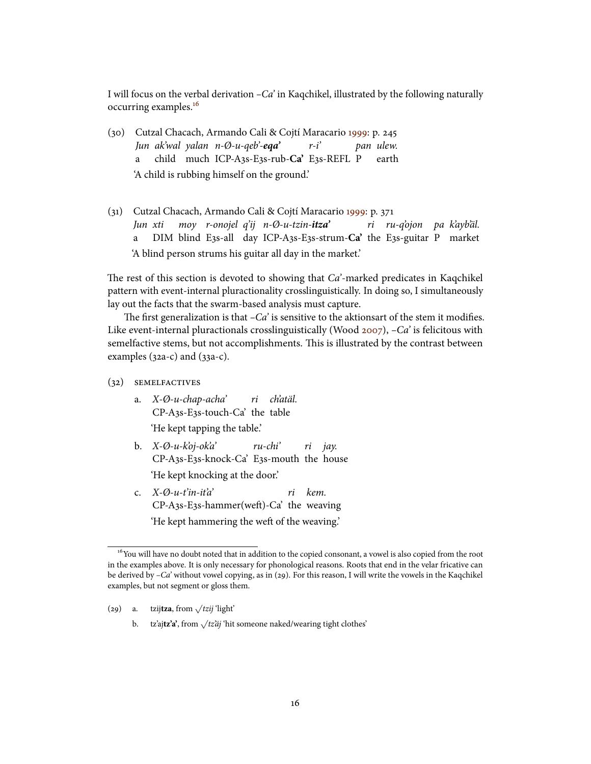I will focus on the verbal derivation *–Ca'* in Kaqchikel, illustrated by the following naturally occurring examples.[16]

(30) Cutzal Chacach, Armando Cali & Cojtí Maracario 1999: p. 245
*Jun ak'wal yalan n-Ø-u-qeb'-**eqa'** r-i' pan ulew.*
a child much ICP-A3s-E3s-rub-**Ca'** E3s-REFL P earth
'A child is rubbing himself on the ground.'

(31) Cutzal Chacach, Armando Cali & Cojtí Maracario 1999: p. 371
*Jun xti moy r-onojel q'ij n-Ø-u-tzin-**itza'** ri ru-q'ojon pa k'ayb'äl.*
a DIM blind E3s-all day ICP-A3s-E3s-strum-**Ca'** the E3s-guitar P market
'A blind person strums his guitar all day in the market.'

The rest of this section is devoted to showing that *Ca'*-marked predicates in Kaqchikel pattern with event-internal pluractionality crosslinguistically. In doing so, I simultaneously lay out the facts that the swarm-based analysis must capture.

The first generalization is that *–Ca'* is sensitive to the aktionsart of the stem it modifies. Like event-internal pluractionals crosslinguistically (Wood 2007), *–Ca'* is felicitous with semelfactive stems, but not accomplishments. This is illustrated by the contrast between examples (32a-c) and (33a-c).

(32) SEMELFACTIVES

a. *X-Ø-u-chap-acha' ri ch'atäl.*
CP-A3s-E3s-touch-Ca' the table
'He kept tapping the table.'

b. *X-Ø-u-k'oj-ok'a' ru-chi' ri jay.*
CP-A3s-E3s-knock-Ca' E3s-mouth the house
'He kept knocking at the door.'

c. *X-Ø-u-t'in-it'a' ri kem.*
CP-A3s-E3s-hammer(weft)-Ca' the weaving
'He kept hammering the weft of the weaving.'

---

[16] You will have no doubt noted that in addition to the copied consonant, a vowel is also copied from the root in the examples above. It is only necessary for phonological reasons. Roots that end in the velar fricative can be derived by *–Ca'* without vowel copying, as in (29). For this reason, I will write the vowels in the Kaqchikel examples, but not segment or gloss them.

(29) a. tzij**tza**, from √*tzij* 'light'

b. tz'aj**tz'a'**, from √*tz'äj* 'hit someone naked/wearing tight clothes'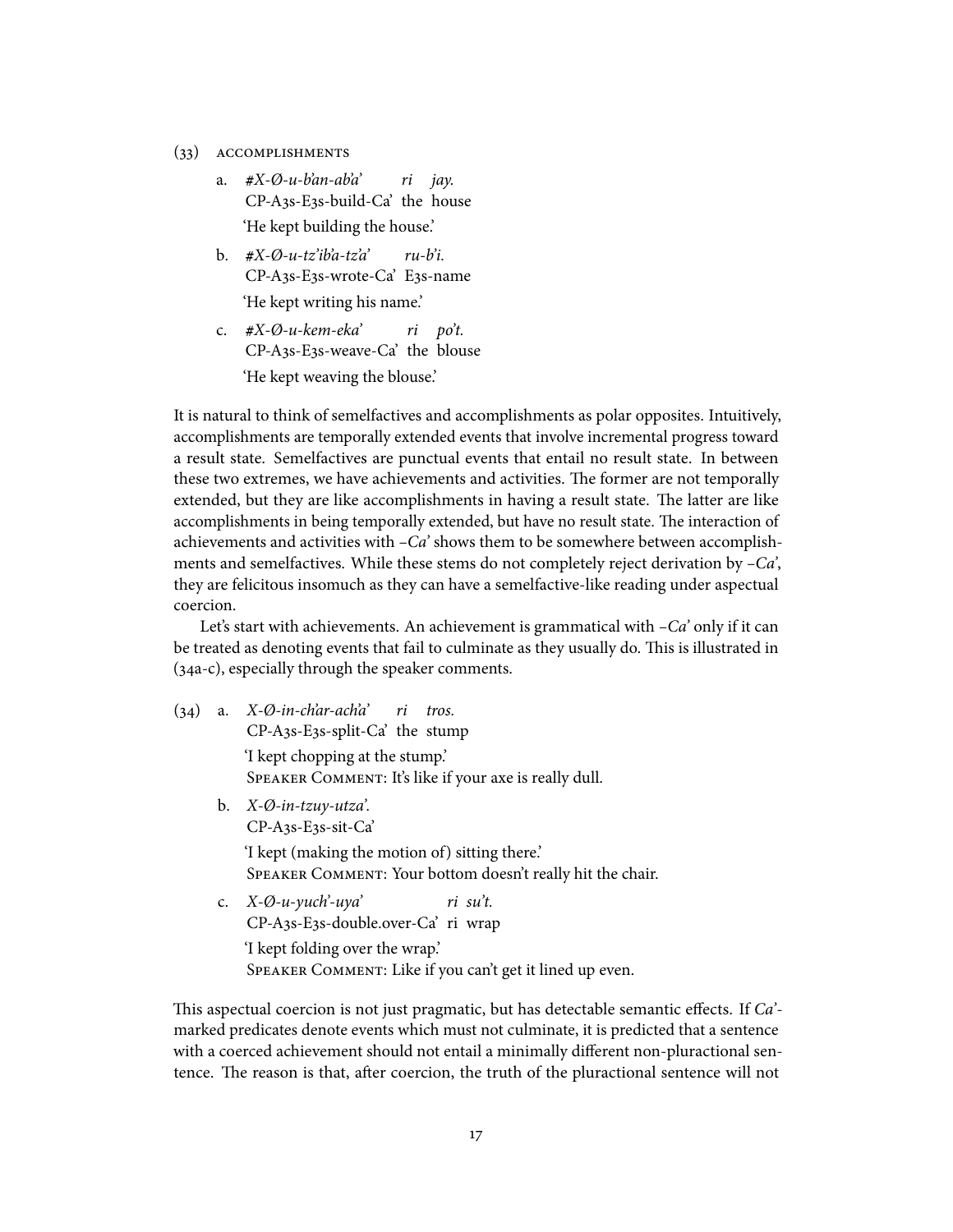(33) ACCOMPLISHMENTS

a. *#X-Ø-u-b'an-ab'a' ri jay.*
   CP-A3s-E3s-build-Ca' the house
   'He kept building the house.'

b. *#X-Ø-u-tz'ib'a-tz'a' ru-b'i.*
   CP-A3s-E3s-wrote-Ca' E3s-name
   'He kept writing his name.'

c. *#X-Ø-u-kem-eka' ri po't.*
   CP-A3s-E3s-weave-Ca' the blouse
   'He kept weaving the blouse.'

It is natural to think of semelfactives and accomplishments as polar opposites. Intuitively, accomplishments are temporally extended events that involve incremental progress toward a result state. Semelfactives are punctual events that entail no result state. In between these two extremes, we have achievements and activities. The former are not temporally extended, but they are like accomplishments in having a result state. The latter are like accomplishments in being temporally extended, but have no result state. The interaction of achievements and activities with *–Ca'* shows them to be somewhere between accomplishments and semelfactives. While these stems do not completely reject derivation by *–Ca'*, they are felicitous insomuch as they can have a semelfactive-like reading under aspectual coercion.

Let's start with achievements. An achievement is grammatical with *–Ca'* only if it can be treated as denoting events that fail to culminate as they usually do. This is illustrated in (34a-c), especially through the speaker comments.

(34) a. *X-Ø-in-ch'ar-ach'a' ri tros.*
   CP-A3s-E3s-split-Ca' the stump
   'I kept chopping at the stump.'
   SPEAKER COMMENT: It's like if your axe is really dull.

b. *X-Ø-in-tzuy-utza'.*
   CP-A3s-E3s-sit-Ca'
   'I kept (making the motion of) sitting there.'
   SPEAKER COMMENT: Your bottom doesn't really hit the chair.

c. *X-Ø-u-yuch'-uya' ri su't.*
   CP-A3s-E3s-double.over-Ca' ri wrap
   'I kept folding over the wrap.'
   SPEAKER COMMENT: Like if you can't get it lined up even.

This aspectual coercion is not just pragmatic, but has detectable semantic effects. If *Ca'*-marked predicates denote events which must not culminate, it is predicted that a sentence with a coerced achievement should not entail a minimally different non-pluractional sentence. The reason is that, after coercion, the truth of the pluractional sentence will not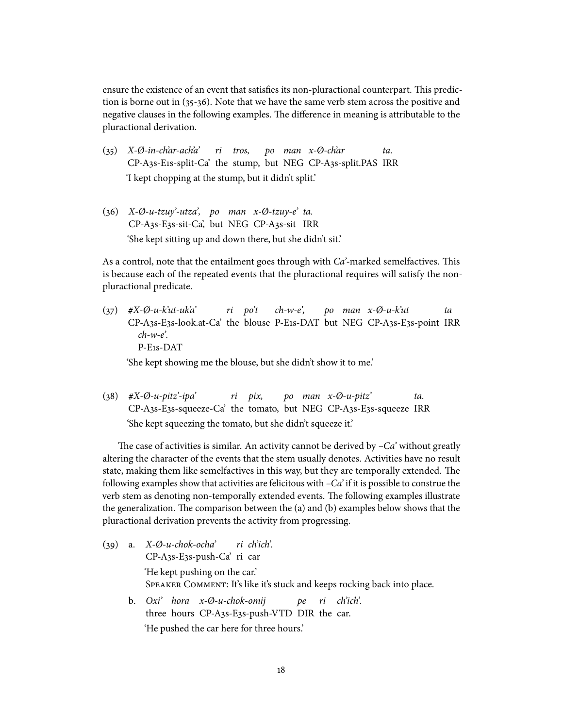ensure the existence of an event that satisfies its non-pluractional counterpart. This prediction is borne out in (35-36). Note that we have the same verb stem across the positive and negative clauses in the following examples. The difference in meaning is attributable to the pluractional derivation.

(35) *X-Ø-in-ch'ar-ach'a' ri tros, po man x-Ø-ch'ar ta.*
CP-A3s-E1s-split-Ca' the stump, but NEG CP-A3s-split.PAS IRR
'I kept chopping at the stump, but it didn't split.'

(36) *X-Ø-u-tzuy'-utza', po man x-Ø-tzuy-e' ta.*
CP-A3s-E3s-sit-Ca', but NEG CP-A3s-sit IRR
'She kept sitting up and down there, but she didn't sit.'

As a control, note that the entailment goes through with *Ca'*-marked semelfactives. This is because each of the repeated events that the pluractional requires will satisfy the non-pluractional predicate.

(37) #*X-Ø-u-k'ut-uk'a' ri po't ch-w-e', po man x-Ø-u-k'ut ta ch-w-e'.*
CP-A3s-E3s-look.at-Ca' the blouse P-E1s-DAT but NEG CP-A3s-E3s-point IRR P-E1s-DAT
'She kept showing me the blouse, but she didn't show it to me.'

(38) #*X-Ø-u-pitz'-ipa' ri pix, po man x-Ø-u-pitz' ta.*
CP-A3s-E3s-squeeze-Ca' the tomato, but NEG CP-A3s-E3s-squeeze IRR
'She kept squeezing the tomato, but she didn't squeeze it.'

The case of activities is similar. An activity cannot be derived by *–Ca'* without greatly altering the character of the events that the stem usually denotes. Activities have no result state, making them like semelfactives in this way, but they are temporally extended. The following examples show that activities are felicitous with *–Ca'* if it is possible to construe the verb stem as denoting non-temporally extended events. The following examples illustrate the generalization. The comparison between the (a) and (b) examples below shows that the pluractional derivation prevents the activity from progressing.

(39) a. *X-Ø-u-chok-ocha' ri ch'ich'.*
CP-A3s-E3s-push-Ca' ri car
'He kept pushing on the car.'
Speaker Comment: It's like it's stuck and keeps rocking back into place.

b. *Oxi' hora x-Ø-u-chok-omij pe ri ch'ich'.*
three hours CP-A3s-E3s-push-VTD DIR the car.
'He pushed the car here for three hours.'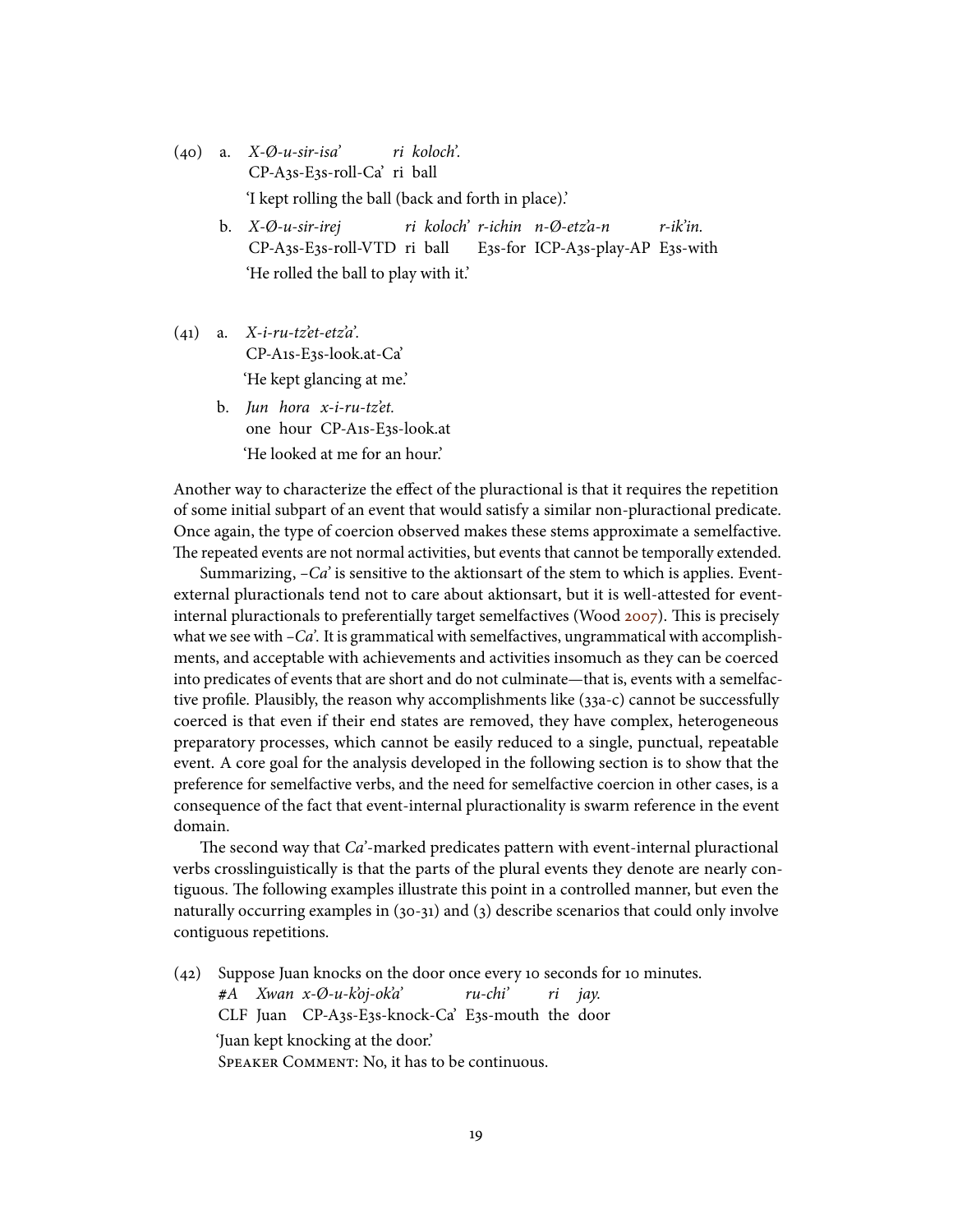(40) a. *X-Ø-u-sir-isa' ri koloch'.*
CP-A3s-E3s-roll-Ca' ri ball
'I kept rolling the ball (back and forth in place).'

b. *X-Ø-u-sir-irej ri koloch' r-ichin n-Ø-etz'a-n r-ik'in.*
CP-A3s-E3s-roll-VTD ri ball E3s-for ICP-A3s-play-AP E3s-with
'He rolled the ball to play with it.'

(41) a. *X-i-ru-tz'et-etz'a'.*
CP-A1s-E3s-look.at-Ca'
'He kept glancing at me.'

b. *Jun hora x-i-ru-tz'et.*
one hour CP-A1s-E3s-look.at
'He looked at me for an hour.'

Another way to characterize the effect of the pluractional is that it requires the repetition of some initial subpart of an event that would satisfy a similar non-pluractional predicate. Once again, the type of coercion observed makes these stems approximate a semelfactive. The repeated events are not normal activities, but events that cannot be temporally extended.

Summarizing, *–Ca'* is sensitive to the aktionsart of the stem to which is applies. Event-external pluractionals tend not to care about aktionsart, but it is well-attested for event-internal pluractionals to preferentially target semelfactives (Wood 2007). This is precisely what we see with *–Ca'*. It is grammatical with semelfactives, ungrammatical with accomplishments, and acceptable with achievements and activities insomuch as they can be coerced into predicates of events that are short and do not culminate—that is, events with a semelfactive profile. Plausibly, the reason why accomplishments like (33a-c) cannot be successfully coerced is that even if their end states are removed, they have complex, heterogeneous preparatory processes, which cannot be easily reduced to a single, punctual, repeatable event. A core goal for the analysis developed in the following section is to show that the preference for semelfactive verbs, and the need for semelfactive coercion in other cases, is a consequence of the fact that event-internal pluractionality is swarm reference in the event domain.

The second way that *Ca'*-marked predicates pattern with event-internal pluractional verbs crosslinguistically is that the parts of the plural events they denote are nearly contiguous. The following examples illustrate this point in a controlled manner, but even the naturally occurring examples in (30-31) and (3) describe scenarios that could only involve contiguous repetitions.

(42) Suppose Juan knocks on the door once every 10 seconds for 10 minutes.
*#A Xwan x-Ø-u-k'oj-ok'a' ru-chi' ri jay.*
CLF Juan CP-A3s-E3s-knock-Ca' E3s-mouth the door
'Juan kept knocking at the door.'
Speaker Comment: No, it has to be continuous.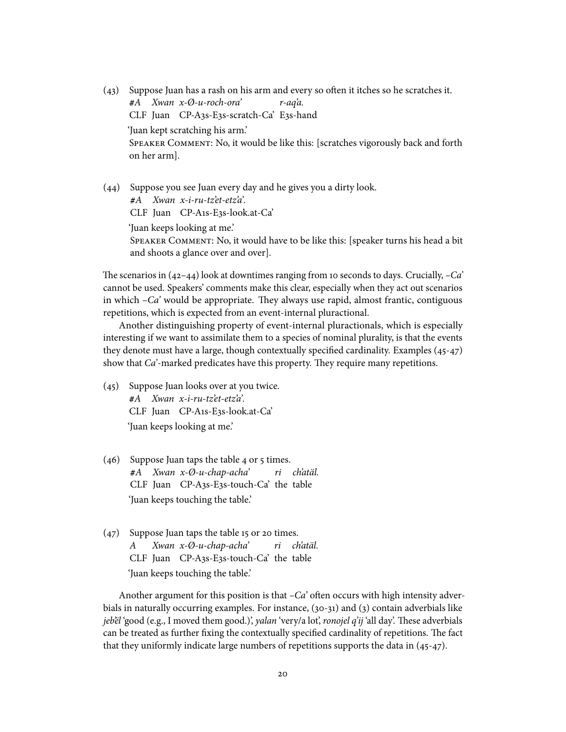(43) Suppose Juan has a rash on his arm and every so often it itches so he scratches it.
 #*A Xwan x-Ø-u-roch-ora' r-aq'a.*
 CLF Juan CP-A3s-E3s-scratch-Ca' E3s-hand
 'Juan kept scratching his arm.'
 Speaker Comment: No, it would be like this: [scratches vigorously back and forth on her arm].

(44) Suppose you see Juan every day and he gives you a dirty look.
 #*A Xwan x-i-ru-tz'et-etz'a'.*
 CLF Juan CP-A1s-E3s-look.at-Ca'
 'Juan keeps looking at me.'
 Speaker Comment: No, it would have to be like this: [speaker turns his head a bit and shoots a glance over and over].

The scenarios in (42–44) look at downtimes ranging from 10 seconds to days. Crucially, –*Ca'* cannot be used. Speakers' comments make this clear, especially when they act out scenarios in which –*Ca'* would be appropriate. They always use rapid, almost frantic, contiguous repetitions, which is expected from an event-internal pluractional.

Another distinguishing property of event-internal pluractionals, which is especially interesting if we want to assimilate them to a species of nominal plurality, is that the events they denote must have a large, though contextually specified cardinality. Examples (45-47) show that *Ca'*-marked predicates have this property. They require many repetitions.

(45) Suppose Juan looks over at you twice.
 #*A Xwan x-i-ru-tz'et-etz'a'.*
 CLF Juan CP-A1s-E3s-look.at-Ca'
 'Juan keeps looking at me.'

(46) Suppose Juan taps the table 4 or 5 times.
 #*A Xwan x-Ø-u-chap-acha' ri ch'atäl.*
 CLF Juan CP-A3s-E3s-touch-Ca' the table
 'Juan keeps touching the table.'

(47) Suppose Juan taps the table 15 or 20 times.
 *A Xwan x-Ø-u-chap-acha' ri ch'atäl.*
 CLF Juan CP-A3s-E3s-touch-Ca' the table
 'Juan keeps touching the table.'

Another argument for this position is that –*Ca'* often occurs with high intensity adverbials in naturally occurring examples. For instance, (30-31) and (3) contain adverbials like *jeb'ël* 'good (e.g., I moved them good.)', *yalan* 'very/a lot', *ronojel q'ij* 'all day'. These adverbials can be treated as further fixing the contextually specified cardinality of repetitions. The fact that they uniformly indicate large numbers of repetitions supports the data in (45-47).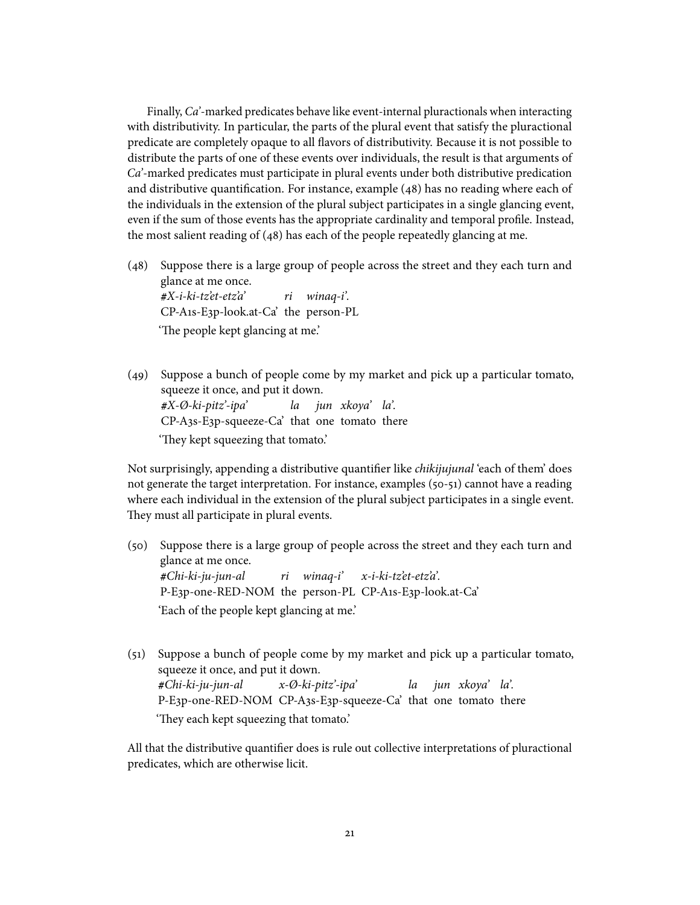Finally, *Ca'*-marked predicates behave like event-internal pluractionals when interacting with distributivity. In particular, the parts of the plural event that satisfy the pluractional predicate are completely opaque to all flavors of distributivity. Because it is not possible to distribute the parts of one of these events over individuals, the result is that arguments of *Ca'*-marked predicates must participate in plural events under both distributive predication and distributive quantification. For instance, example (48) has no reading where each of the individuals in the extension of the plural subject participates in a single glancing event, even if the sum of those events has the appropriate cardinality and temporal profile. Instead, the most salient reading of (48) has each of the people repeatedly glancing at me.

(48) Suppose there is a large group of people across the street and they each turn and glance at me once.
*#X-i-ki-tz'et-etz'a' ri winaq-i'.*
CP-A1s-E3p-look.at-Ca' the person-PL
'The people kept glancing at me.'

(49) Suppose a bunch of people come by my market and pick up a particular tomato, squeeze it once, and put it down.
*#X-Ø-ki-pitz'-ipa' la jun xkoya' la'.*
CP-A3s-E3p-squeeze-Ca' that one tomato there
'They kept squeezing that tomato.'

Not surprisingly, appending a distributive quantifier like *chikijujunal* 'each of them' does not generate the target interpretation. For instance, examples (50-51) cannot have a reading where each individual in the extension of the plural subject participates in a single event. They must all participate in plural events.

(50) Suppose there is a large group of people across the street and they each turn and glance at me once.
*#Chi-ki-ju-jun-al ri winaq-i' x-i-ki-tz'et-etz'a'.*
P-E3p-one-RED-NOM the person-PL CP-A1s-E3p-look.at-Ca'
'Each of the people kept glancing at me.'

(51) Suppose a bunch of people come by my market and pick up a particular tomato, squeeze it once, and put it down.
*#Chi-ki-ju-jun-al x-Ø-ki-pitz'-ipa' la jun xkoya' la'.*
P-E3p-one-RED-NOM CP-A3s-E3p-squeeze-Ca' that one tomato there
'They each kept squeezing that tomato.'

All that the distributive quantifier does is rule out collective interpretations of pluractional predicates, which are otherwise licit.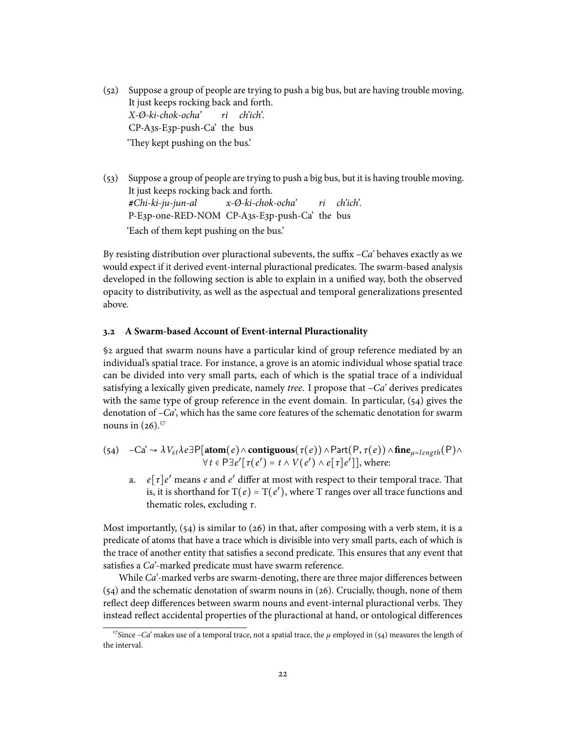(52) Suppose a group of people are trying to push a big bus, but are having trouble moving. It just keeps rocking back and forth.
*X-Ø-ki-chok-ocha' ri ch'ich'.*
CP-A3s-E3p-push-Ca' the bus
'They kept pushing on the bus.'

(53) Suppose a group of people are trying to push a big bus, but it is having trouble moving. It just keeps rocking back and forth.
*#Chi-ki-ju-jun-al x-Ø-ki-chok-ocha' ri ch'ich'.*
P-E3p-one-RED-NOM CP-A3s-E3p-push-Ca' the bus
'Each of them kept pushing on the bus.'

By resisting distribution over pluractional subevents, the suffix *–Ca'* behaves exactly as we would expect if it derived event-internal pluractional predicates. The swarm-based analysis developed in the following section is able to explain in a unified way, both the observed opacity to distributivity, as well as the aspectual and temporal generalizations presented above.

### 3.2 A Swarm-based Account of Event-internal Pluractionality

§2 argued that swarm nouns have a particular kind of group reference mediated by an individual's spatial trace. For instance, a grove is an atomic individual whose spatial trace can be divided into very small parts, each of which is the spatial trace of a individual satisfying a lexically given predicate, namely *tree*. I propose that *–Ca'* derives predicates with the same type of group reference in the event domain. In particular, (54) gives the denotation of *–Ca'*, which has the same core features of the schematic denotation for swarm nouns in (26).[17]

(54) $\text{–Ca'} \rightsquigarrow \lambda V_{\varepsilon t} \lambda e \exists \mathsf{P}[\mathbf{atom}(e) \wedge \mathbf{contiguous}(\tau(e)) \wedge \mathsf{Part}(\mathsf{P}, \tau(e)) \wedge \mathbf{fine}_{\mu = length}(\mathsf{P}) \wedge \forall t \in \mathsf{P} \exists e'[\tau(e') = t \wedge V(e') \wedge e[\tau]e']]$, where:

a. $e[\tau]e'$ means $e$ and $e'$ differ at most with respect to their temporal trace. That is, it is shorthand for $\mathrm{T}(e) = \mathrm{T}(e')$, where T ranges over all trace functions and thematic roles, excluding $\tau$.

Most importantly, (54) is similar to (26) in that, after composing with a verb stem, it is a predicate of atoms that have a trace which is divisible into very small parts, each of which is the trace of another entity that satisfies a second predicate. This ensures that any event that satisfies a *Ca'*-marked predicate must have swarm reference.

While *Ca'*-marked verbs are swarm-denoting, there are three major differences between (54) and the schematic denotation of swarm nouns in (26). Crucially, though, none of them reflect deep differences between swarm nouns and event-internal pluractional verbs. They instead reflect accidental properties of the pluractional at hand, or ontological differences

[17] Since *–Ca'* makes use of a temporal trace, not a spatial trace, the $\mu$ employed in (54) measures the length of the interval.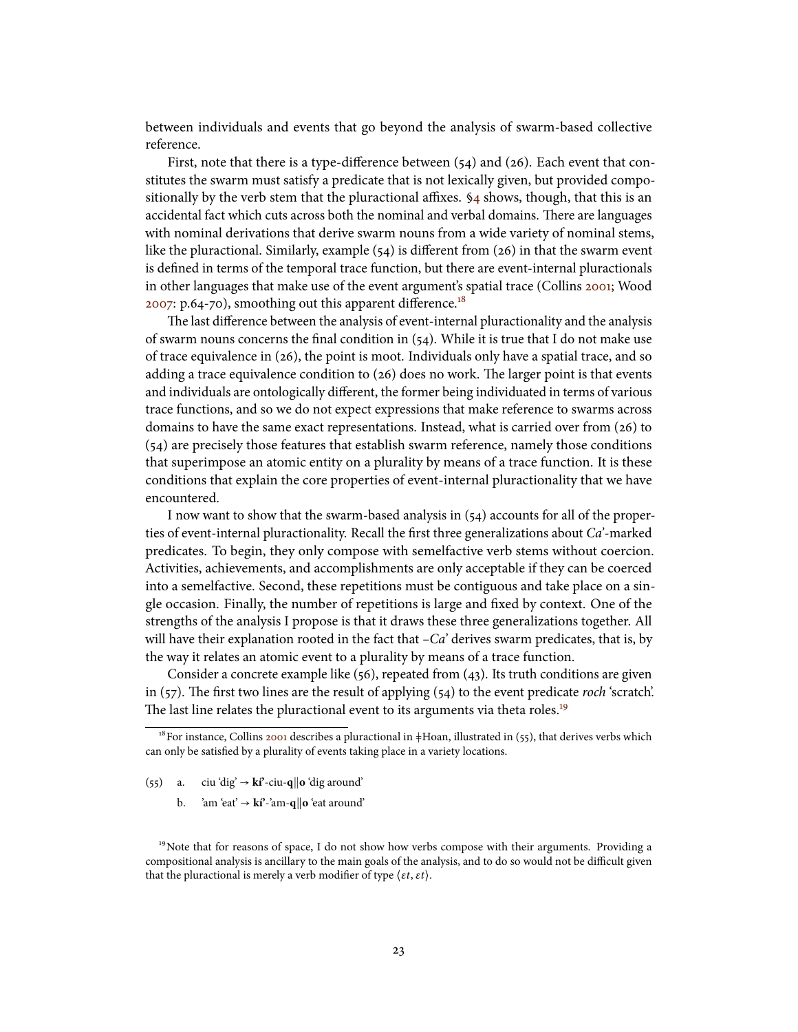between individuals and events that go beyond the analysis of swarm-based collective reference.

First, note that there is a type-difference between (54) and (26). Each event that constitutes the swarm must satisfy a predicate that is not lexically given, but provided compositionally by the verb stem that the pluractional affixes. §4 shows, though, that this is an accidental fact which cuts across both the nominal and verbal domains. There are languages with nominal derivations that derive swarm nouns from a wide variety of nominal stems, like the pluractional. Similarly, example (54) is different from (26) in that the swarm event is defined in terms of the temporal trace function, but there are event-internal pluractionals in other languages that make use of the event argument's spatial trace (Collins 2001; Wood 2007: p.64-70), smoothing out this apparent difference.[18]

The last difference between the analysis of event-internal pluractionality and the analysis of swarm nouns concerns the final condition in (54). While it is true that I do not make use of trace equivalence in (26), the point is moot. Individuals only have a spatial trace, and so adding a trace equivalence condition to (26) does no work. The larger point is that events and individuals are ontologically different, the former being individuated in terms of various trace functions, and so we do not expect expressions that make reference to swarms across domains to have the same exact representations. Instead, what is carried over from (26) to (54) are precisely those features that establish swarm reference, namely those conditions that superimpose an atomic entity on a plurality by means of a trace function. It is these conditions that explain the core properties of event-internal pluractionality that we have encountered.

I now want to show that the swarm-based analysis in (54) accounts for all of the properties of event-internal pluractionality. Recall the first three generalizations about *Ca'*-marked predicates. To begin, they only compose with semelfactive verb stems without coercion. Activities, achievements, and accomplishments are only acceptable if they can be coerced into a semelfactive. Second, these repetitions must be contiguous and take place on a single occasion. Finally, the number of repetitions is large and fixed by context. One of the strengths of the analysis I propose is that it draws these three generalizations together. All will have their explanation rooted in the fact that *–Ca'* derives swarm predicates, that is, by the way it relates an atomic event to a plurality by means of a trace function.

Consider a concrete example like (56), repeated from (43). Its truth conditions are given in (57). The first two lines are the result of applying (54) to the event predicate *roch* 'scratch'. The last line relates the pluractional event to its arguments via theta roles.[19]

---

[18] For instance, Collins 2001 describes a pluractional in ǂHoan, illustrated in (55), that derives verbs which can only be satisfied by a plurality of events taking place in a variety locations.

(55) a. ciu 'dig' → **ki'**-ciu-**q‖o** 'dig around'

b. 'am 'eat' → **ki'**-'am-**q‖o** 'eat around'

[19] Note that for reasons of space, I do not show how verbs compose with their arguments. Providing a compositional analysis is ancillary to the main goals of the analysis, and to do so would not be difficult given that the pluractional is merely a verb modifier of type $\langle \varepsilon t, \varepsilon t \rangle$.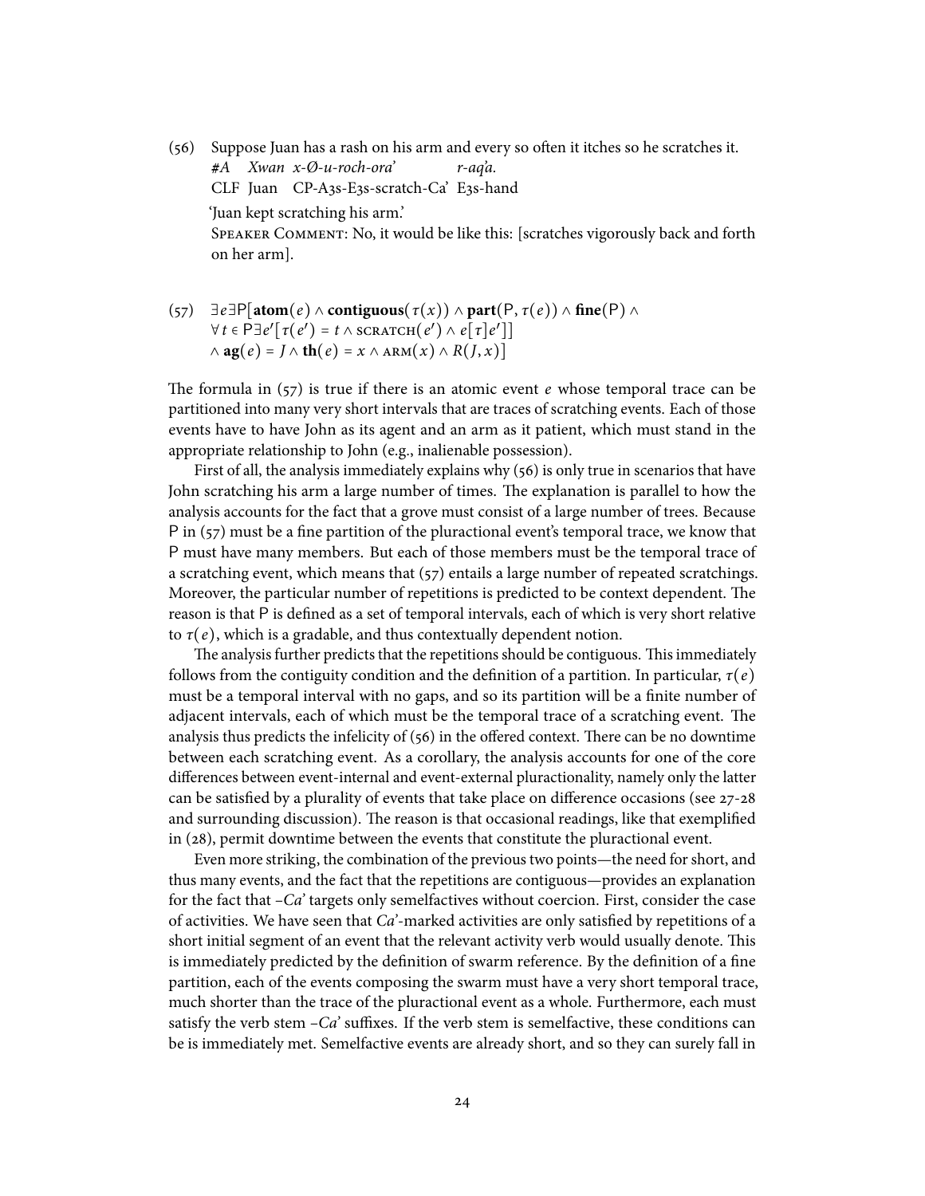(56) Suppose Juan has a rash on his arm and every so often it itches so he scratches it.

     #*A* &nbsp; *Xwan* &nbsp; *x-Ø-u-roch-ora'* &nbsp; *r-aq'a.*
     CLF &nbsp; Juan &nbsp; CP-A3s-E3s-scratch-Ca' &nbsp; E3s-hand

     'Juan kept scratching his arm.'

     SPEAKER COMMENT: No, it would be like this: [scratches vigorously back and forth on her arm].

(57)
$$\exists e \exists \mathsf{P}[\mathbf{atom}(e) \wedge \mathbf{contiguous}(\tau(x)) \wedge \mathbf{part}(\mathsf{P}, \tau(e)) \wedge \mathbf{fine}(\mathsf{P}) \wedge \forall t \in \mathsf{P} \exists e'[\tau(e') = t \wedge \textsc{scratch}(e') \wedge e[\tau]e']] \wedge \mathbf{ag}(e) = J \wedge \mathbf{th}(e) = x \wedge \textsc{arm}(x) \wedge R(J, x)]$$

The formula in (57) is true if there is an atomic event $e$ whose temporal trace can be partitioned into many very short intervals that are traces of scratching events. Each of those events have to have John as its agent and an arm as it patient, which must stand in the appropriate relationship to John (e.g., inalienable possession).

First of all, the analysis immediately explains why (56) is only true in scenarios that have John scratching his arm a large number of times. The explanation is parallel to how the analysis accounts for the fact that a grove must consist of a large number of trees. Because P in (57) must be a fine partition of the pluractional event's temporal trace, we know that P must have many members. But each of those members must be the temporal trace of a scratching event, which means that (57) entails a large number of repeated scratchings. Moreover, the particular number of repetitions is predicted to be context dependent. The reason is that P is defined as a set of temporal intervals, each of which is very short relative to $\tau(e)$, which is a gradable, and thus contextually dependent notion.

The analysis further predicts that the repetitions should be contiguous. This immediately follows from the contiguity condition and the definition of a partition. In particular, $\tau(e)$ must be a temporal interval with no gaps, and so its partition will be a finite number of adjacent intervals, each of which must be the temporal trace of a scratching event. The analysis thus predicts the infelicity of (56) in the offered context. There can be no downtime between each scratching event. As a corollary, the analysis accounts for one of the core differences between event-internal and event-external pluractionality, namely only the latter can be satisfied by a plurality of events that take place on difference occasions (see 27-28 and surrounding discussion). The reason is that occasional readings, like that exemplified in (28), permit downtime between the events that constitute the pluractional event.

Even more striking, the combination of the previous two points—the need for short, and thus many events, and the fact that the repetitions are contiguous—provides an explanation for the fact that *–Ca'* targets only semelfactives without coercion. First, consider the case of activities. We have seen that *Ca'*-marked activities are only satisfied by repetitions of a short initial segment of an event that the relevant activity verb would usually denote. This is immediately predicted by the definition of swarm reference. By the definition of a fine partition, each of the events composing the swarm must have a very short temporal trace, much shorter than the trace of the pluractional event as a whole. Furthermore, each must satisfy the verb stem *–Ca'* suffixes. If the verb stem is semelfactive, these conditions can be is immediately met. Semelfactive events are already short, and so they can surely fall in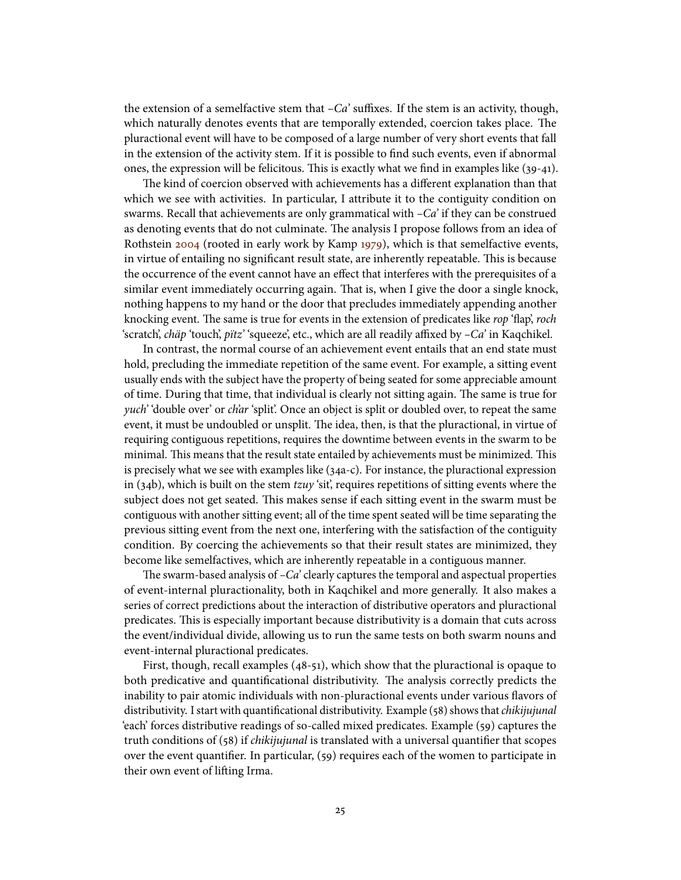the extension of a semelfactive stem that *–Ca'* suffixes. If the stem is an activity, though, which naturally denotes events that are temporally extended, coercion takes place. The pluractional event will have to be composed of a large number of very short events that fall in the extension of the activity stem. If it is possible to find such events, even if abnormal ones, the expression will be felicitous. This is exactly what we find in examples like (39-41).

The kind of coercion observed with achievements has a different explanation than that which we see with activities. In particular, I attribute it to the contiguity condition on swarms. Recall that achievements are only grammatical with *–Ca'* if they can be construed as denoting events that do not culminate. The analysis I propose follows from an idea of Rothstein 2004 (rooted in early work by Kamp 1979), which is that semelfactive events, in virtue of entailing no significant result state, are inherently repeatable. This is because the occurrence of the event cannot have an effect that interferes with the prerequisites of a similar event immediately occurring again. That is, when I give the door a single knock, nothing happens to my hand or the door that precludes immediately appending another knocking event. The same is true for events in the extension of predicates like *rop* 'flap', *roch* 'scratch', *chäp* 'touch', *pïtz'* 'squeeze', etc., which are all readily affixed by *–Ca'* in Kaqchikel.

In contrast, the normal course of an achievement event entails that an end state must hold, precluding the immediate repetition of the same event. For example, a sitting event usually ends with the subject have the property of being seated for some appreciable amount of time. During that time, that individual is clearly not sitting again. The same is true for *yuch'* 'double over' or *ch'ar* 'split'. Once an object is split or doubled over, to repeat the same event, it must be undoubled or unsplit. The idea, then, is that the pluractional, in virtue of requiring contiguous repetitions, requires the downtime between events in the swarm to be minimal. This means that the result state entailed by achievements must be minimized. This is precisely what we see with examples like (34a-c). For instance, the pluractional expression in (34b), which is built on the stem *tzuy* 'sit', requires repetitions of sitting events where the subject does not get seated. This makes sense if each sitting event in the swarm must be contiguous with another sitting event; all of the time spent seated will be time separating the previous sitting event from the next one, interfering with the satisfaction of the contiguity condition. By coercing the achievements so that their result states are minimized, they become like semelfactives, which are inherently repeatable in a contiguous manner.

The swarm-based analysis of *–Ca'* clearly captures the temporal and aspectual properties of event-internal pluractionality, both in Kaqchikel and more generally. It also makes a series of correct predictions about the interaction of distributive operators and pluractional predicates. This is especially important because distributivity is a domain that cuts across the event/individual divide, allowing us to run the same tests on both swarm nouns and event-internal pluractional predicates.

First, though, recall examples (48-51), which show that the pluractional is opaque to both predicative and quantificational distributivity. The analysis correctly predicts the inability to pair atomic individuals with non-pluractional events under various flavors of distributivity. I start with quantificational distributivity. Example (58) shows that *chikijujunal* 'each' forces distributive readings of so-called mixed predicates. Example (59) captures the truth conditions of (58) if *chikijujunal* is translated with a universal quantifier that scopes over the event quantifier. In particular, (59) requires each of the women to participate in their own event of lifting Irma.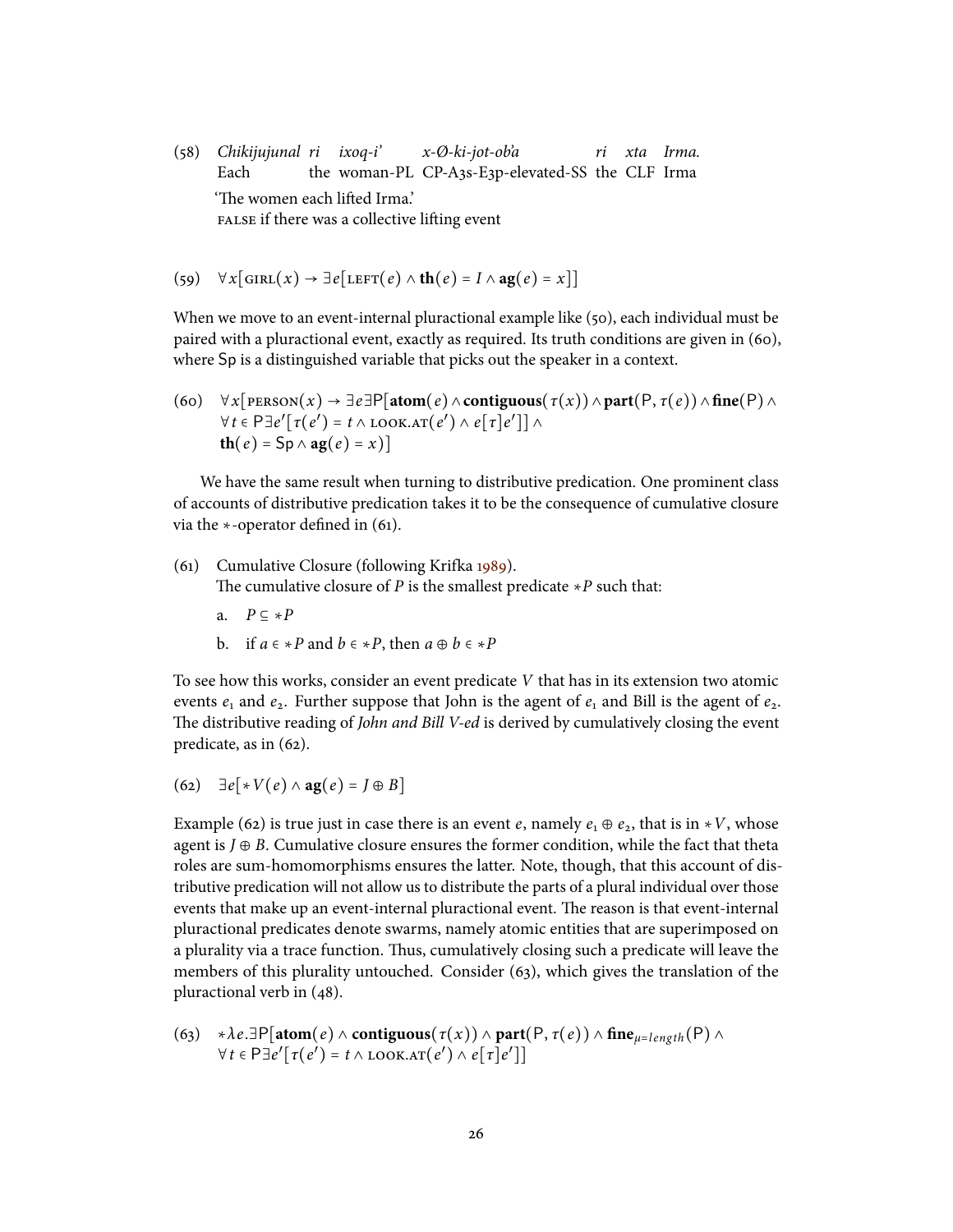(58) *Chikijujunal ri ixoq-i' x-Ø-ki-jot-ob'a ri xta Irma.*
Each the woman-PL CP-A3s-E3p-elevated-SS the CLF Irma
'The women each lifted Irma.'
FALSE if there was a collective lifting event

(59) $\forall x[\textsc{girl}(x) \rightarrow \exists e[\textsc{left}(e) \wedge \mathbf{th}(e) = I \wedge \mathbf{ag}(e) = x]]$

When we move to an event-internal pluractional example like (50), each individual must be paired with a pluractional event, exactly as required. Its truth conditions are given in (60), where $\mathsf{Sp}$ is a distinguished variable that picks out the speaker in a context.

(60) $$\forall x[\textsc{person}(x) \rightarrow \exists e \exists \mathsf{P}[\mathbf{atom}(e) \wedge \mathbf{contiguous}(\tau(x)) \wedge \mathbf{part}(\mathsf{P}, \tau(e)) \wedge \mathbf{fine}(\mathsf{P}) \wedge \forall t \in \mathsf{P} \exists e'[\tau(e') = t \wedge \textsc{look.at}(e') \wedge e[\tau]e']] \wedge \mathbf{th}(e) = \mathsf{Sp} \wedge \mathbf{ag}(e) = x)]$$

We have the same result when turning to distributive predication. One prominent class of accounts of distributive predication takes it to be the consequence of cumulative closure via the $*$-operator defined in (61).

(61) Cumulative Closure (following Krifka 1989).
The cumulative closure of $P$ is the smallest predicate $*P$ such that:

a. $P \subseteq *P$

b. if $a \in *P$ and $b \in *P$, then $a \oplus b \in *P$

To see how this works, consider an event predicate $V$ that has in its extension two atomic events $e_1$ and $e_2$. Further suppose that John is the agent of $e_1$ and Bill is the agent of $e_2$. The distributive reading of *John and Bill V-ed* is derived by cumulatively closing the event predicate, as in (62).

(62) $\exists e[*V(e) \wedge \mathbf{ag}(e) = J \oplus B]$

Example (62) is true just in case there is an event $e$, namely $e_1 \oplus e_2$, that is in $*V$, whose agent is $J \oplus B$. Cumulative closure ensures the former condition, while the fact that theta roles are sum-homomorphisms ensures the latter. Note, though, that this account of distributive predication will not allow us to distribute the parts of a plural individual over those events that make up an event-internal pluractional event. The reason is that event-internal pluractional predicates denote swarms, namely atomic entities that are superimposed on a plurality via a trace function. Thus, cumulatively closing such a predicate will leave the members of this plurality untouched. Consider (63), which gives the translation of the pluractional verb in (48).

(63) $$*\lambda e.\exists \mathsf{P}[\mathbf{atom}(e) \wedge \mathbf{contiguous}(\tau(x)) \wedge \mathbf{part}(\mathsf{P}, \tau(e)) \wedge \mathbf{fine}_{\mu=length}(\mathsf{P}) \wedge \forall t \in \mathsf{P} \exists e'[\tau(e') = t \wedge \textsc{look.at}(e') \wedge e[\tau]e']]$$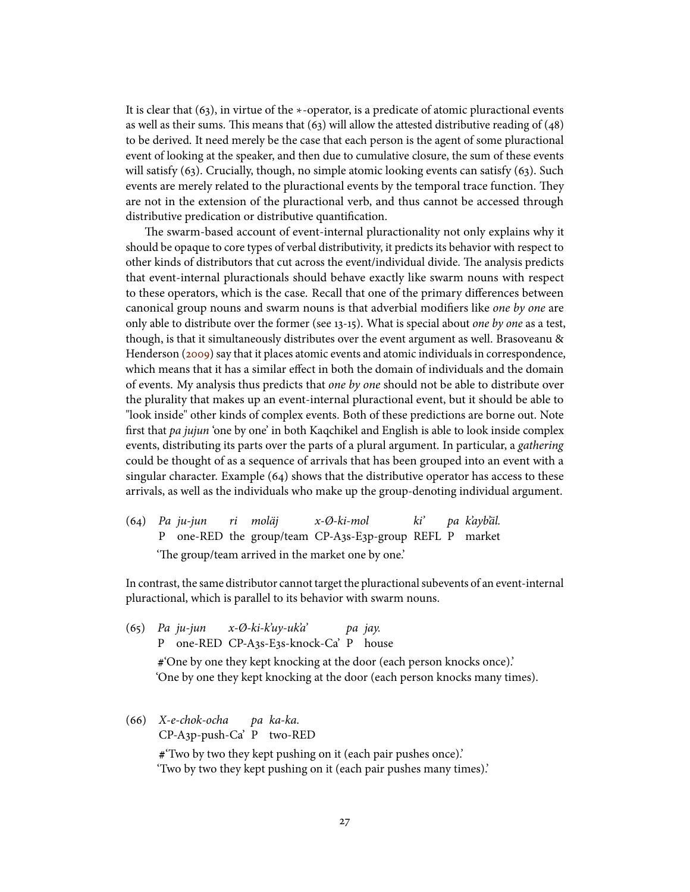It is clear that (63), in virtue of the $*$-operator, is a predicate of atomic pluractional events as well as their sums. This means that (63) will allow the attested distributive reading of (48) to be derived. It need merely be the case that each person is the agent of some pluractional event of looking at the speaker, and then due to cumulative closure, the sum of these events will satisfy (63). Crucially, though, no simple atomic looking events can satisfy (63). Such events are merely related to the pluractional events by the temporal trace function. They are not in the extension of the pluractional verb, and thus cannot be accessed through distributive predication or distributive quantification.

The swarm-based account of event-internal pluractionality not only explains why it should be opaque to core types of verbal distributivity, it predicts its behavior with respect to other kinds of distributors that cut across the event/individual divide. The analysis predicts that event-internal pluractionals should behave exactly like swarm nouns with respect to these operators, which is the case. Recall that one of the primary differences between canonical group nouns and swarm nouns is that adverbial modifiers like *one by one* are only able to distribute over the former (see 13-15). What is special about *one by one* as a test, though, is that it simultaneously distributes over the event argument as well. Brasoveanu & Henderson (2009) say that it places atomic events and atomic individuals in correspondence, which means that it has a similar effect in both the domain of individuals and the domain of events. My analysis thus predicts that *one by one* should not be able to distribute over the plurality that makes up an event-internal pluractional event, but it should be able to "look inside" other kinds of complex events. Both of these predictions are borne out. Note first that *pa jujun* 'one by one' in both Kaqchikel and English is able to look inside complex events, distributing its parts over the parts of a plural argument. In particular, a *gathering* could be thought of as a sequence of arrivals that has been grouped into an event with a singular character. Example (64) shows that the distributive operator has access to these arrivals, as well as the individuals who make up the group-denoting individual argument.

(64) *Pa ju-jun ri moläj x-Ø-ki-mol ki' pa k'ayb'äl.*
P one-RED the group/team CP-A3s-E3p-group REFL P market
'The group/team arrived in the market one by one.'

In contrast, the same distributor cannot target the pluractional subevents of an event-internal pluractional, which is parallel to its behavior with swarm nouns.

(65) *Pa ju-jun x-Ø-ki-k'uy-uk'a' pa jay.*
P one-RED CP-A3s-E3s-knock-Ca' P house
#'One by one they kept knocking at the door (each person knocks once).'
'One by one they kept knocking at the door (each person knocks many times).

(66) *X-e-chok-ocha pa ka-ka.*
CP-A3p-push-Ca' P two-RED
#'Two by two they kept pushing on it (each pair pushes once).'
'Two by two they kept pushing on it (each pair pushes many times).'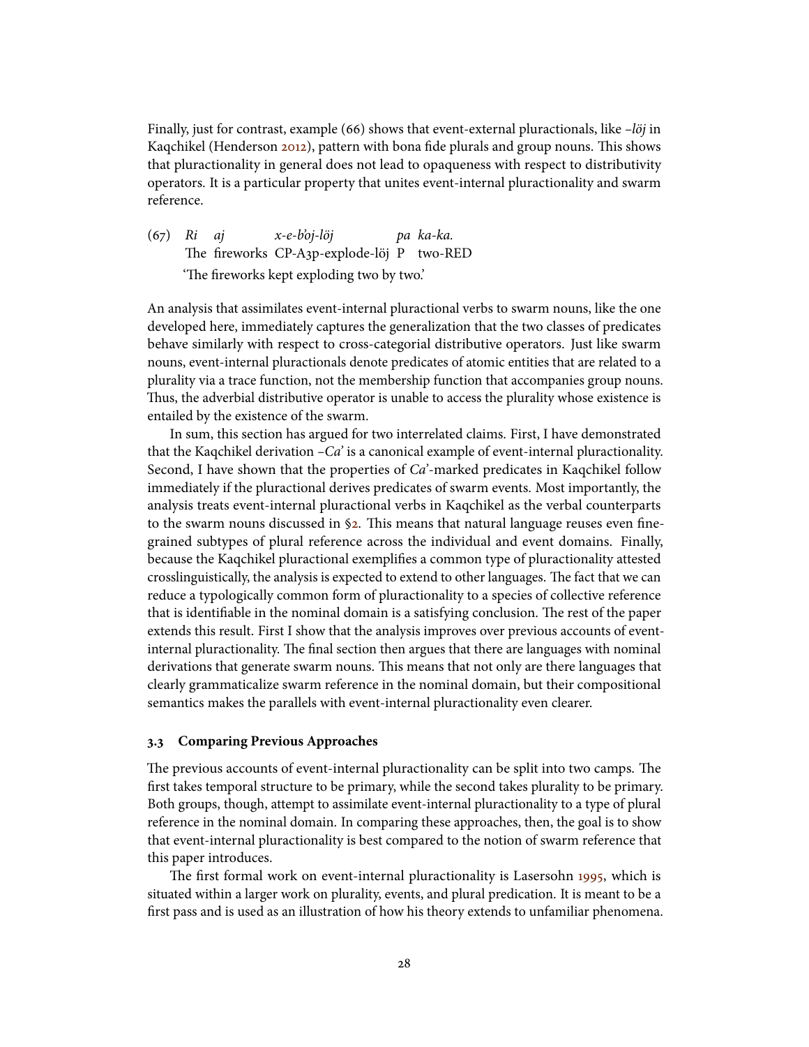Finally, just for contrast, example (66) shows that event-external pluractionals, like *–löj* in Kaqchikel (Henderson 2012), pattern with bona fide plurals and group nouns. This shows that pluractionality in general does not lead to opaqueness with respect to distributivity operators. It is a particular property that unites event-internal pluractionality and swarm reference.

(67) *Ri aj x-e-b'oj-löj pa ka-ka.*
The fireworks CP-A3p-explode-löj P two-RED
'The fireworks kept exploding two by two.'

An analysis that assimilates event-internal pluractional verbs to swarm nouns, like the one developed here, immediately captures the generalization that the two classes of predicates behave similarly with respect to cross-categorial distributive operators. Just like swarm nouns, event-internal pluractionals denote predicates of atomic entities that are related to a plurality via a trace function, not the membership function that accompanies group nouns. Thus, the adverbial distributive operator is unable to access the plurality whose existence is entailed by the existence of the swarm.

In sum, this section has argued for two interrelated claims. First, I have demonstrated that the Kaqchikel derivation *–Ca'* is a canonical example of event-internal pluractionality. Second, I have shown that the properties of *Ca'*-marked predicates in Kaqchikel follow immediately if the pluractional derives predicates of swarm events. Most importantly, the analysis treats event-internal pluractional verbs in Kaqchikel as the verbal counterparts to the swarm nouns discussed in §2. This means that natural language reuses even fine-grained subtypes of plural reference across the individual and event domains. Finally, because the Kaqchikel pluractional exemplifies a common type of pluractionality attested crosslinguistically, the analysis is expected to extend to other languages. The fact that we can reduce a typologically common form of pluractionality to a species of collective reference that is identifiable in the nominal domain is a satisfying conclusion. The rest of the paper extends this result. First I show that the analysis improves over previous accounts of event-internal pluractionality. The final section then argues that there are languages with nominal derivations that generate swarm nouns. This means that not only are there languages that clearly grammaticalize swarm reference in the nominal domain, but their compositional semantics makes the parallels with event-internal pluractionality even clearer.

### 3.3 Comparing Previous Approaches

The previous accounts of event-internal pluractionality can be split into two camps. The first takes temporal structure to be primary, while the second takes plurality to be primary. Both groups, though, attempt to assimilate event-internal pluractionality to a type of plural reference in the nominal domain. In comparing these approaches, then, the goal is to show that event-internal pluractionality is best compared to the notion of swarm reference that this paper introduces.

The first formal work on event-internal pluractionality is Lasersohn 1995, which is situated within a larger work on plurality, events, and plural predication. It is meant to be a first pass and is used as an illustration of how his theory extends to unfamiliar phenomena.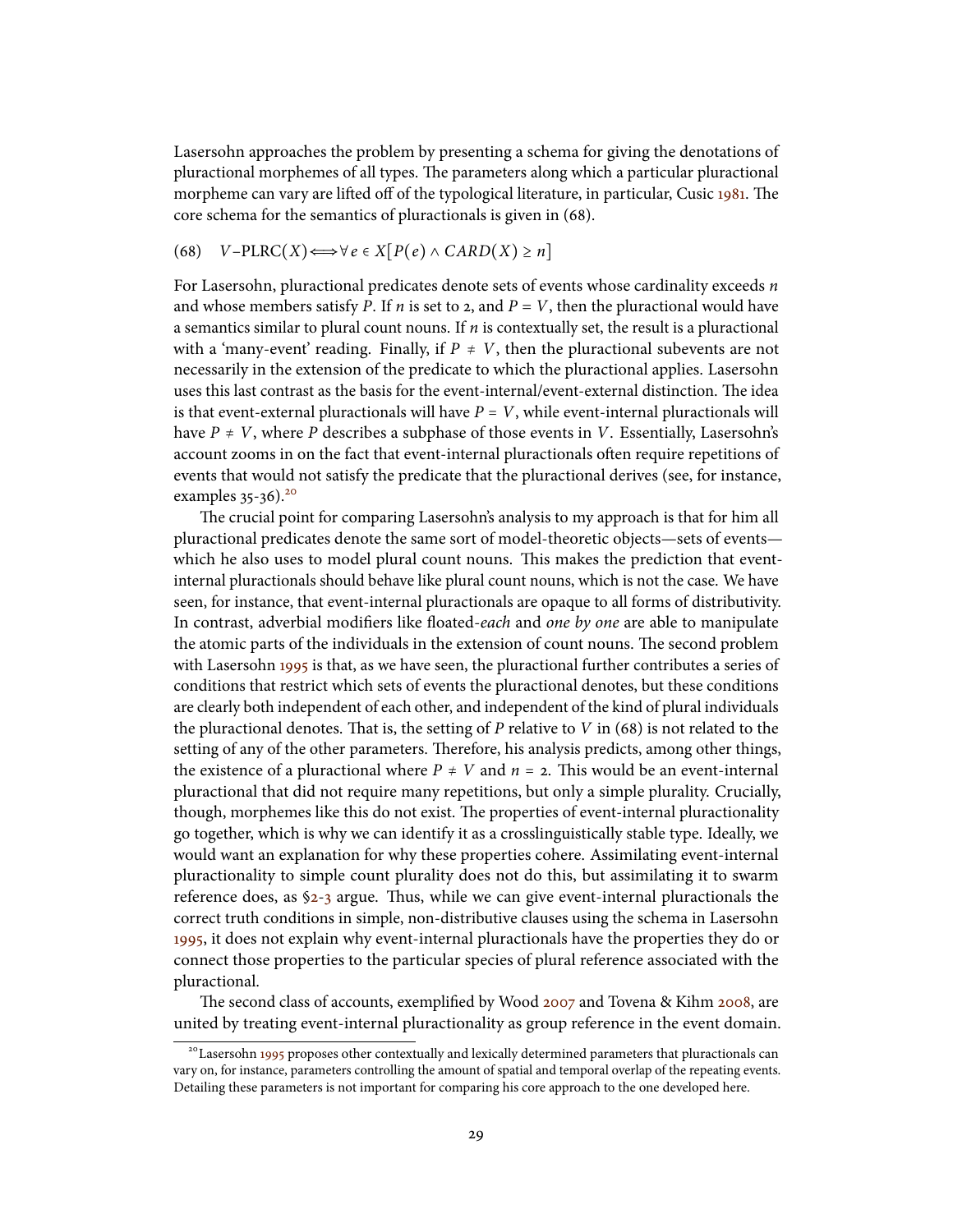Lasersohn approaches the problem by presenting a schema for giving the denotations of pluractional morphemes of all types. The parameters along which a particular pluractional morpheme can vary are lifted off of the typological literature, in particular, Cusic 1981. The core schema for the semantics of pluractionals is given in (68).

(68) $V\text{–PLRC}(X) \Longleftrightarrow \forall e \in X[P(e) \wedge CARD(X) \geq n]$

For Lasersohn, pluractional predicates denote sets of events whose cardinality exceeds $n$ and whose members satisfy $P$. If $n$ is set to 2, and $P = V$, then the pluractional would have a semantics similar to plural count nouns. If $n$ is contextually set, the result is a pluractional with a 'many-event' reading. Finally, if $P \neq V$, then the pluractional subevents are not necessarily in the extension of the predicate to which the pluractional applies. Lasersohn uses this last contrast as the basis for the event-internal/event-external distinction. The idea is that event-external pluractionals will have $P = V$, while event-internal pluractionals will have $P \neq V$, where $P$ describes a subphase of those events in $V$. Essentially, Lasersohn's account zooms in on the fact that event-internal pluractionals often require repetitions of events that would not satisfy the predicate that the pluractional derives (see, for instance, examples 35-36).[20]

The crucial point for comparing Lasersohn's analysis to my approach is that for him all pluractional predicates denote the same sort of model-theoretic objects—sets of events—which he also uses to model plural count nouns. This makes the prediction that event-internal pluractionals should behave like plural count nouns, which is not the case. We have seen, for instance, that event-internal pluractionals are opaque to all forms of distributivity. In contrast, adverbial modifiers like floated-*each* and *one by one* are able to manipulate the atomic parts of the individuals in the extension of count nouns. The second problem with Lasersohn 1995 is that, as we have seen, the pluractional further contributes a series of conditions that restrict which sets of events the pluractional denotes, but these conditions are clearly both independent of each other, and independent of the kind of plural individuals the pluractional denotes. That is, the setting of $P$ relative to $V$ in (68) is not related to the setting of any of the other parameters. Therefore, his analysis predicts, among other things, the existence of a pluractional where $P \neq V$ and $n = 2$. This would be an event-internal pluractional that did not require many repetitions, but only a simple plurality. Crucially, though, morphemes like this do not exist. The properties of event-internal pluractionality go together, which is why we can identify it as a crosslinguistically stable type. Ideally, we would want an explanation for why these properties cohere. Assimilating event-internal pluractionality to simple count plurality does not do this, but assimilating it to swarm reference does, as §2-3 argue. Thus, while we can give event-internal pluractionals the correct truth conditions in simple, non-distributive clauses using the schema in Lasersohn 1995, it does not explain why event-internal pluractionals have the properties they do or connect those properties to the particular species of plural reference associated with the pluractional.

The second class of accounts, exemplified by Wood 2007 and Tovena & Kihm 2008, are united by treating event-internal pluractionality as group reference in the event domain.

[20] Lasersohn 1995 proposes other contextually and lexically determined parameters that pluractionals can vary on, for instance, parameters controlling the amount of spatial and temporal overlap of the repeating events. Detailing these parameters is not important for comparing his core approach to the one developed here.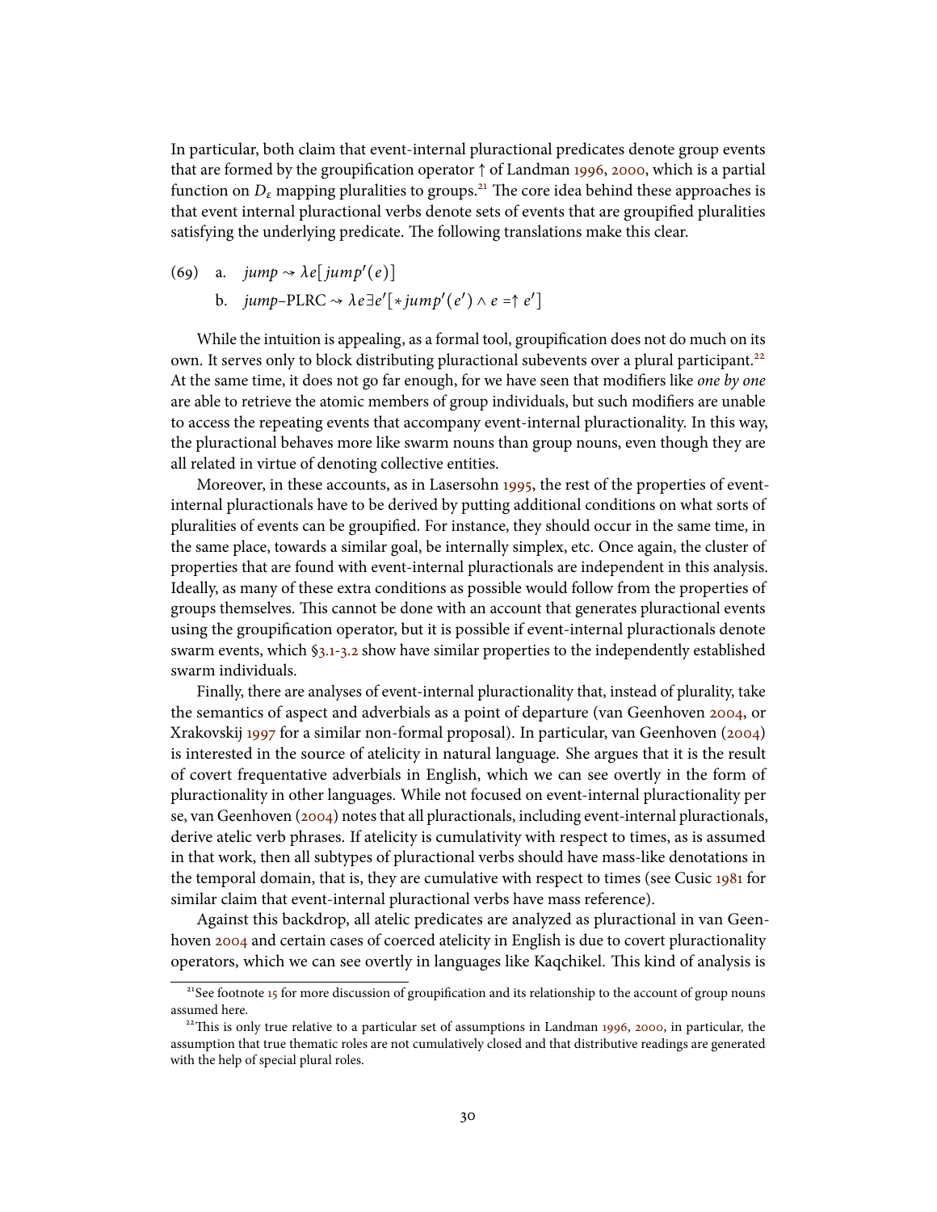In particular, both claim that event-internal pluractional predicates denote group events that are formed by the groupification operator $\uparrow$ of Landman 1996, 2000, which is a partial function on $D_\varepsilon$ mapping pluralities to groups.[21] The core idea behind these approaches is that event internal pluractional verbs denote sets of events that are groupified pluralities satisfying the underlying predicate. The following translations make this clear.

(69) a. *jump* $\rightsquigarrow \lambda e[\,jump'(e)]$

b. *jump*–PLRC $\rightsquigarrow \lambda e \exists e'[*jump'(e') \wedge e = \uparrow e']$

While the intuition is appealing, as a formal tool, groupification does not do much on its own. It serves only to block distributing pluractional subevents over a plural participant.[22] At the same time, it does not go far enough, for we have seen that modifiers like *one by one* are able to retrieve the atomic members of group individuals, but such modifiers are unable to access the repeating events that accompany event-internal pluractionality. In this way, the pluractional behaves more like swarm nouns than group nouns, even though they are all related in virtue of denoting collective entities.

Moreover, in these accounts, as in Lasersohn 1995, the rest of the properties of event-internal pluractionals have to be derived by putting additional conditions on what sorts of pluralities of events can be groupified. For instance, they should occur in the same time, in the same place, towards a similar goal, be internally simplex, etc. Once again, the cluster of properties that are found with event-internal pluractionals are independent in this analysis. Ideally, as many of these extra conditions as possible would follow from the properties of groups themselves. This cannot be done with an account that generates pluractional events using the groupification operator, but it is possible if event-internal pluractionals denote swarm events, which §3.1-3.2 show have similar properties to the independently established swarm individuals.

Finally, there are analyses of event-internal pluractionality that, instead of plurality, take the semantics of aspect and adverbials as a point of departure (van Geenhoven 2004, or Xrakovskij 1997 for a similar non-formal proposal). In particular, van Geenhoven (2004) is interested in the source of atelicity in natural language. She argues that it is the result of covert frequentative adverbials in English, which we can see overtly in the form of pluractionality in other languages. While not focused on event-internal pluractionality per se, van Geenhoven (2004) notes that all pluractionals, including event-internal pluractionals, derive atelic verb phrases. If atelicity is cumulativity with respect to times, as is assumed in that work, then all subtypes of pluractional verbs should have mass-like denotations in the temporal domain, that is, they are cumulative with respect to times (see Cusic 1981 for similar claim that event-internal pluractional verbs have mass reference).

Against this backdrop, all atelic predicates are analyzed as pluractional in van Geenhoven 2004 and certain cases of coerced atelicity in English is due to covert pluractionality operators, which we can see overtly in languages like Kaqchikel. This kind of analysis is

---

[21] See footnote 15 for more discussion of groupification and its relationship to the account of group nouns assumed here.

[22] This is only true relative to a particular set of assumptions in Landman 1996, 2000, in particular, the assumption that true thematic roles are not cumulatively closed and that distributive readings are generated with the help of special plural roles.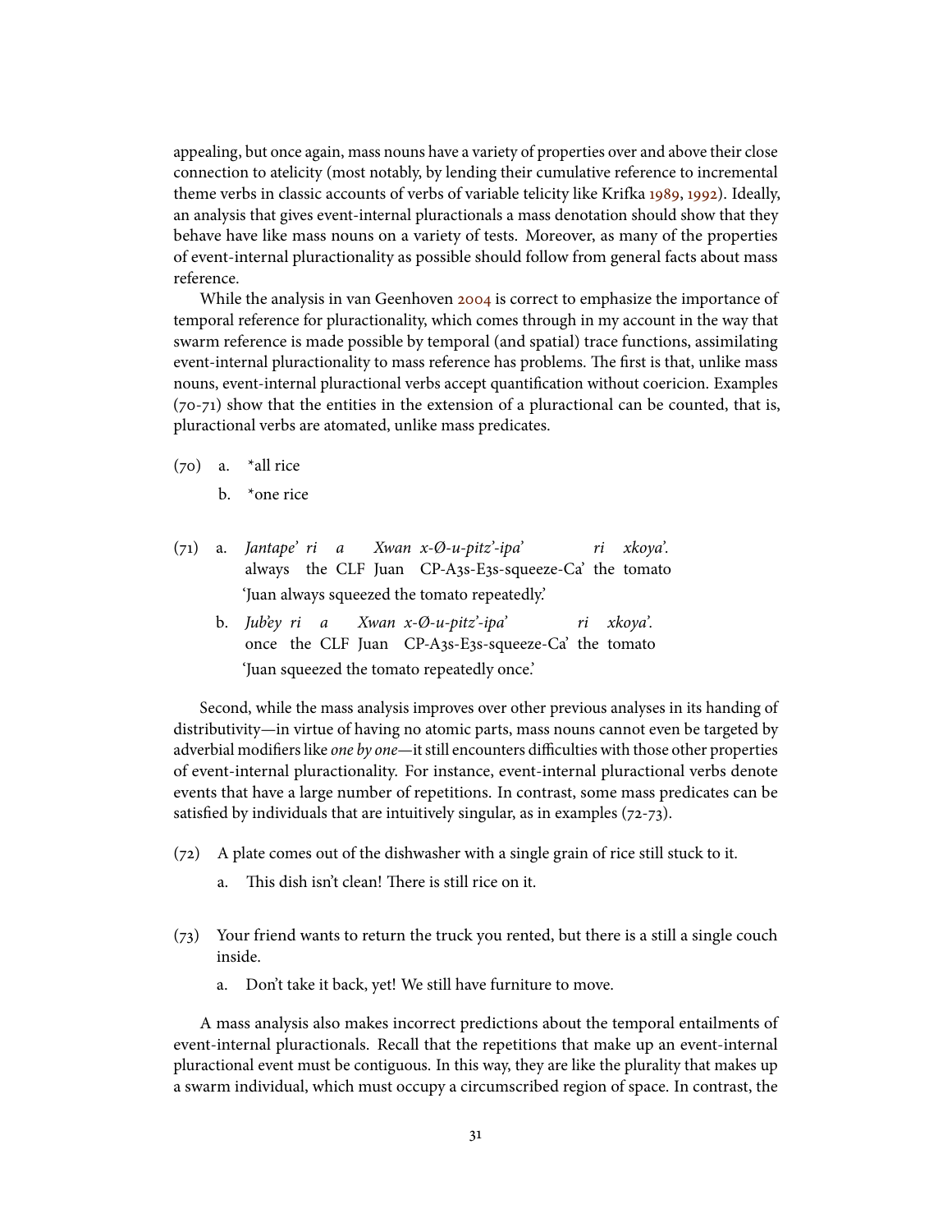appealing, but once again, mass nouns have a variety of properties over and above their close connection to atelicity (most notably, by lending their cumulative reference to incremental theme verbs in classic accounts of verbs of variable telicity like Krifka 1989, 1992). Ideally, an analysis that gives event-internal pluractionals a mass denotation should show that they behave have like mass nouns on a variety of tests. Moreover, as many of the properties of event-internal pluractionality as possible should follow from general facts about mass reference.

While the analysis in van Geenhoven 2004 is correct to emphasize the importance of temporal reference for pluractionality, which comes through in my account in the way that swarm reference is made possible by temporal (and spatial) trace functions, assimilating event-internal pluractionality to mass reference has problems. The first is that, unlike mass nouns, event-internal pluractional verbs accept quantification without coericion. Examples (70-71) show that the entities in the extension of a pluractional can be counted, that is, pluractional verbs are atomated, unlike mass predicates.

(70) a. *all rice

b. *one rice

(71) a. *Jantape' ri a Xwan x-Ø-u-pitz'-ipa' ri xkoya'.*
always the CLF Juan CP-A3s-E3s-squeeze-Ca' the tomato
'Juan always squeezed the tomato repeatedly.'

b. *Jub'ey ri a Xwan x-Ø-u-pitz'-ipa' ri xkoya'.*
once the CLF Juan CP-A3s-E3s-squeeze-Ca' the tomato
'Juan squeezed the tomato repeatedly once.'

Second, while the mass analysis improves over other previous analyses in its handing of distributivity—in virtue of having no atomic parts, mass nouns cannot even be targeted by adverbial modifiers like *one by one*—it still encounters difficulties with those other properties of event-internal pluractionality. For instance, event-internal pluractional verbs denote events that have a large number of repetitions. In contrast, some mass predicates can be satisfied by individuals that are intuitively singular, as in examples (72-73).

(72) A plate comes out of the dishwasher with a single grain of rice still stuck to it.

a. This dish isn't clean! There is still rice on it.

(73) Your friend wants to return the truck you rented, but there is a still a single couch inside.

a. Don't take it back, yet! We still have furniture to move.

A mass analysis also makes incorrect predictions about the temporal entailments of event-internal pluractionals. Recall that the repetitions that make up an event-internal pluractional event must be contiguous. In this way, they are like the plurality that makes up a swarm individual, which must occupy a circumscribed region of space. In contrast, the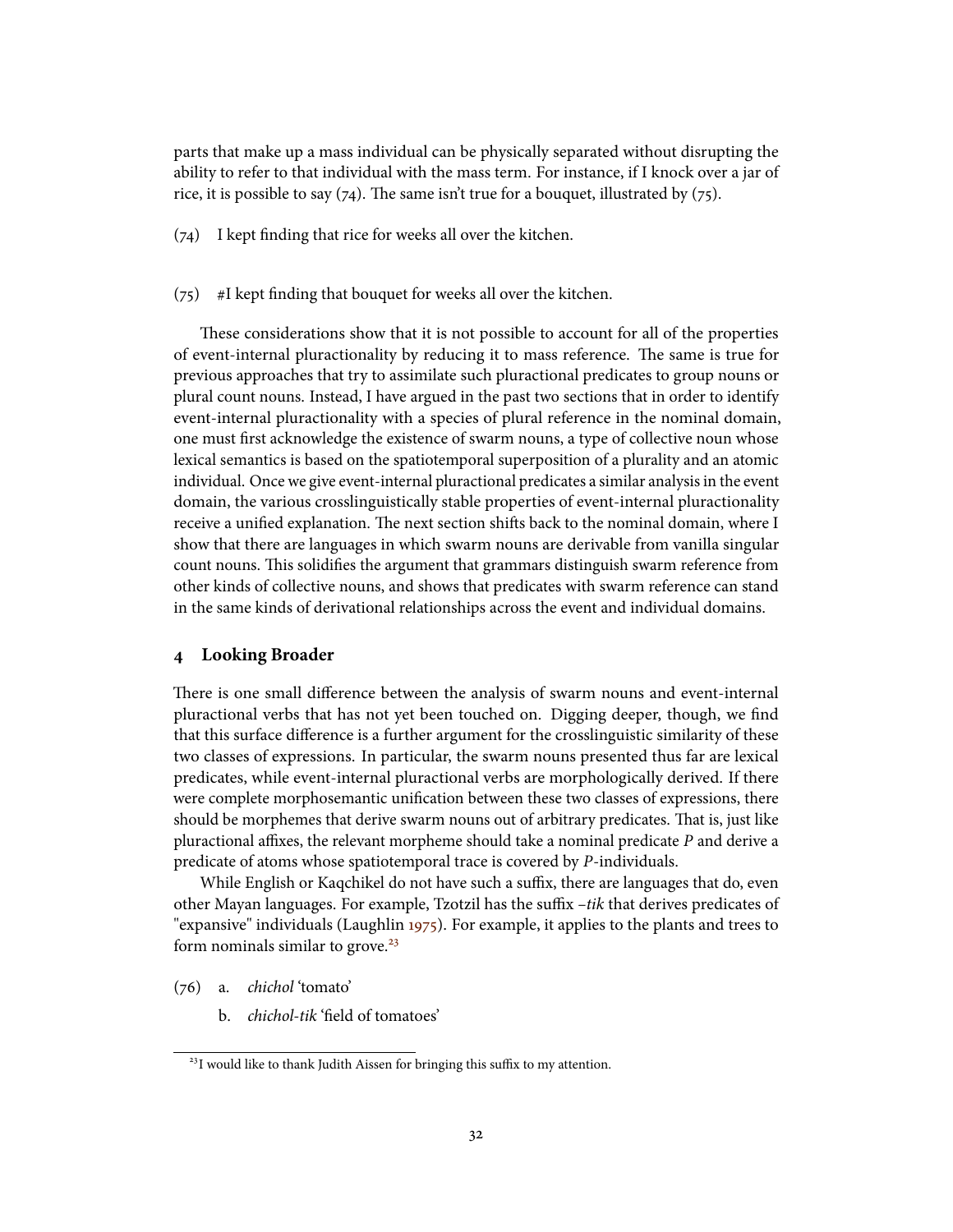parts that make up a mass individual can be physically separated without disrupting the ability to refer to that individual with the mass term. For instance, if I knock over a jar of rice, it is possible to say (74). The same isn't true for a bouquet, illustrated by (75).

(74) I kept finding that rice for weeks all over the kitchen.

(75) #I kept finding that bouquet for weeks all over the kitchen.

These considerations show that it is not possible to account for all of the properties of event-internal pluractionality by reducing it to mass reference. The same is true for previous approaches that try to assimilate such pluractional predicates to group nouns or plural count nouns. Instead, I have argued in the past two sections that in order to identify event-internal pluractionality with a species of plural reference in the nominal domain, one must first acknowledge the existence of swarm nouns, a type of collective noun whose lexical semantics is based on the spatiotemporal superposition of a plurality and an atomic individual. Once we give event-internal pluractional predicates a similar analysis in the event domain, the various crosslinguistically stable properties of event-internal pluractionality receive a unified explanation. The next section shifts back to the nominal domain, where I show that there are languages in which swarm nouns are derivable from vanilla singular count nouns. This solidifies the argument that grammars distinguish swarm reference from other kinds of collective nouns, and shows that predicates with swarm reference can stand in the same kinds of derivational relationships across the event and individual domains.

## 4 Looking Broader

There is one small difference between the analysis of swarm nouns and event-internal pluractional verbs that has not yet been touched on. Digging deeper, though, we find that this surface difference is a further argument for the crosslinguistic similarity of these two classes of expressions. In particular, the swarm nouns presented thus far are lexical predicates, while event-internal pluractional verbs are morphologically derived. If there were complete morphosemantic unification between these two classes of expressions, there should be morphemes that derive swarm nouns out of arbitrary predicates. That is, just like pluractional affixes, the relevant morpheme should take a nominal predicate *P* and derive a predicate of atoms whose spatiotemporal trace is covered by *P*-individuals.

While English or Kaqchikel do not have such a suffix, there are languages that do, even other Mayan languages. For example, Tzotzil has the suffix *–tik* that derives predicates of "expansive" individuals (Laughlin 1975). For example, it applies to the plants and trees to form nominals similar to grove.[23]

(76) a. *chichol* 'tomato'

b. *chichol-tik* 'field of tomatoes'

[23] I would like to thank Judith Aissen for bringing this suffix to my attention.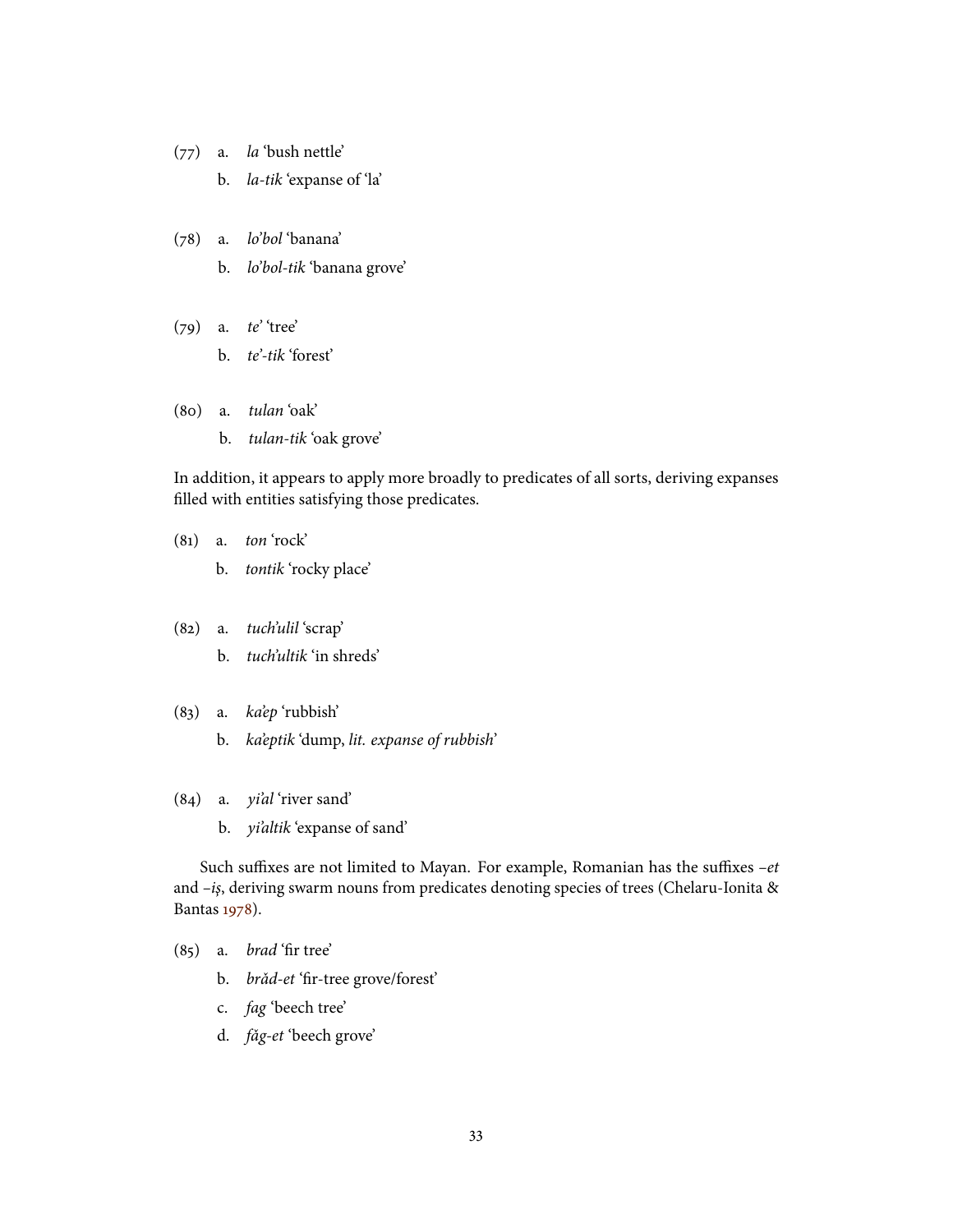(77) a. *la* 'bush nettle'

b. *la-tik* 'expanse of 'la'

(78) a. *lo'bol* 'banana'

b. *lo'bol-tik* 'banana grove'

(79) a. *te'* 'tree'

b. *te'-tik* 'forest'

(80) a. *tulan* 'oak'

b. *tulan-tik* 'oak grove'

In addition, it appears to apply more broadly to predicates of all sorts, deriving expanses filled with entities satisfying those predicates.

(81) a. *ton* 'rock'

b. *tontik* 'rocky place'

(82) a. *tuch'ulil* 'scrap'

b. *tuch'ultik* 'in shreds'

(83) a. *ka'ep* 'rubbish'

b. *ka'eptik* 'dump, *lit. expanse of rubbish*'

(84) a. *yi'al* 'river sand'

b. *yi'altik* 'expanse of sand'

Such suffixes are not limited to Mayan. For example, Romanian has the suffixes –*et* and –*iş*, deriving swarm nouns from predicates denoting species of trees (Chelaru-Ionita & Bantas 1978).

(85) a. *brad* 'fir tree'

b. *brăd-et* 'fir-tree grove/forest'

c. *fag* 'beech tree'

d. *făg-et* 'beech grove'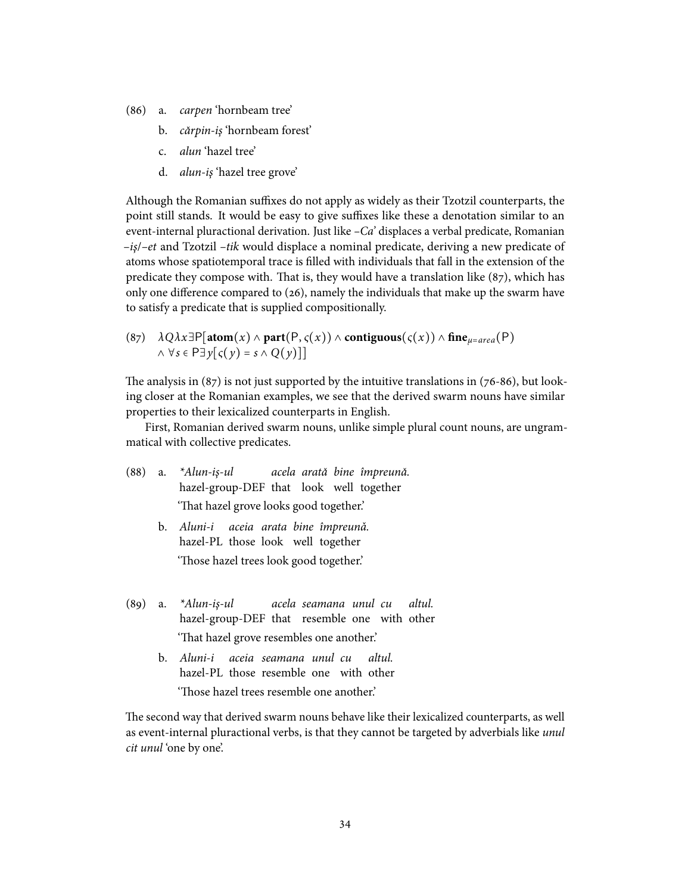(86) a. *carpen* 'hornbeam tree'

b. *cărpin-iș* 'hornbeam forest'

c. *alun* 'hazel tree'

d. *alun-iș* 'hazel tree grove'

Although the Romanian suffixes do not apply as widely as their Tzotzil counterparts, the point still stands. It would be easy to give suffixes like these a denotation similar to an event-internal pluractional derivation. Just like *–Ca'* displaces a verbal predicate, Romanian *–iș*/*–et* and Tzotzil *–tik* would displace a nominal predicate, deriving a new predicate of atoms whose spatiotemporal trace is filled with individuals that fall in the extension of the predicate they compose with. That is, they would have a translation like (87), which has only one difference compared to (26), namely the individuals that make up the swarm have to satisfy a predicate that is supplied compositionally.

(87) $\lambda Q \lambda x \exists \mathsf{P}[\mathbf{atom}(x) \wedge \mathbf{part}(\mathsf{P}, \varsigma(x)) \wedge \mathbf{contiguous}(\varsigma(x)) \wedge \mathbf{fine}_{\mu=area}(\mathsf{P})$
$\wedge\ \forall s \in \mathsf{P} \exists y[\varsigma(y) = s \wedge Q(y)]]$

The analysis in (87) is not just supported by the intuitive translations in (76-86), but looking closer at the Romanian examples, we see that the derived swarm nouns have similar properties to their lexicalized counterparts in English.

First, Romanian derived swarm nouns, unlike simple plural count nouns, are ungrammatical with collective predicates.

(88) a. *\*Alun-iș-ul acela arată bine împreună.*
hazel-group-DEF that look well together
'That hazel grove looks good together.'

b. *Aluni-i aceia arata bine împreună.*
hazel-PL those look well together
'Those hazel trees look good together.'

(89) a. *\*Alun-iș-ul acela seamana unul cu altul.*
hazel-group-DEF that resemble one with other
'That hazel grove resembles one another.'

b. *Aluni-i aceia seamana unul cu altul.*
hazel-PL those resemble one with other
'Those hazel trees resemble one another.'

The second way that derived swarm nouns behave like their lexicalized counterparts, as well as event-internal pluractional verbs, is that they cannot be targeted by adverbials like *unul cit unul* 'one by one'.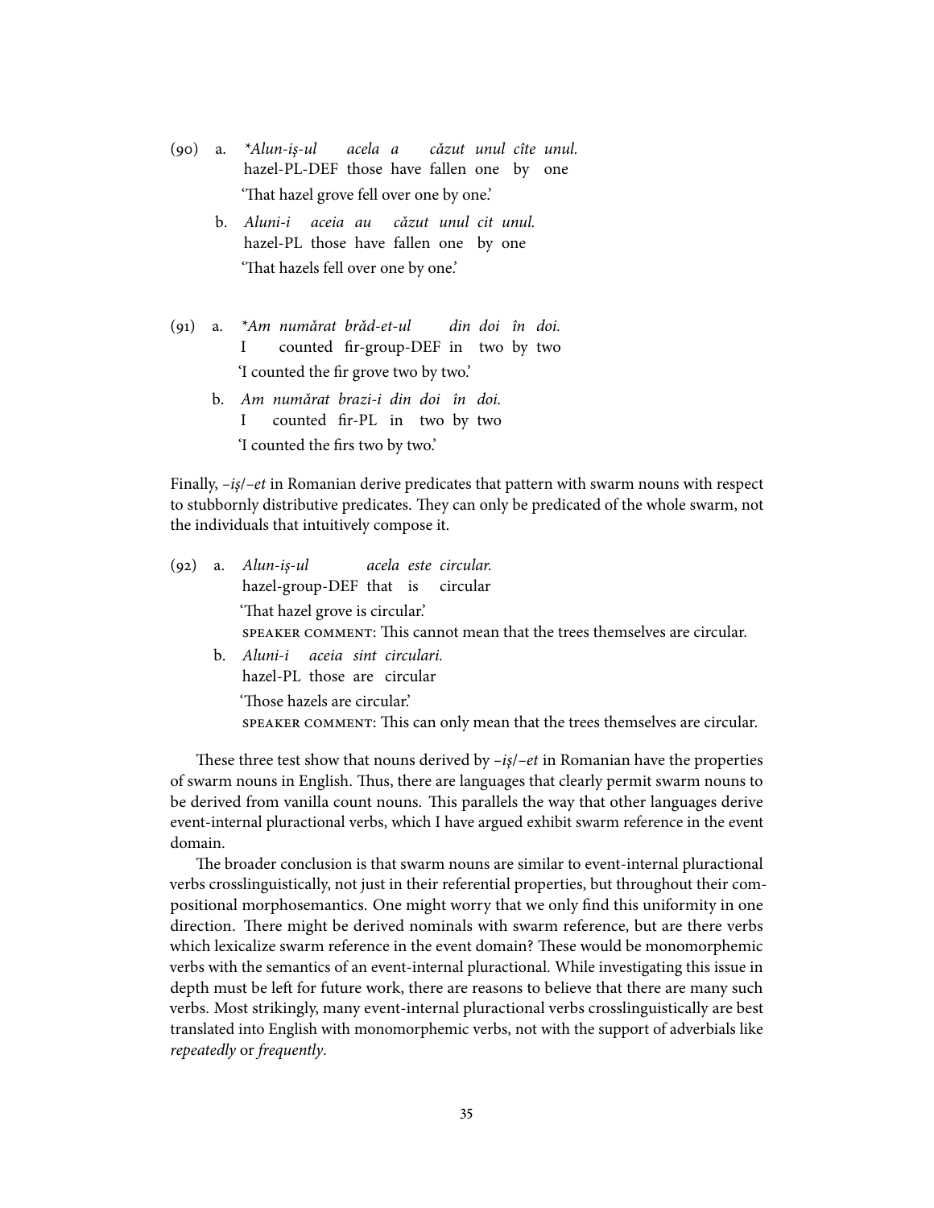(90) a. *Alun-iș-ul acela a căzut unul cîte unul.*  
hazel-PL-DEF those have fallen one by one  
'That hazel grove fell over one by one.'

b. *Aluni-i aceia au căzut unul cit unul.*  
hazel-PL those have fallen one by one  
'That hazels fell over one by one.'

(91) a. *\*Am numărat brăd-et-ul din doi în doi.*  
I counted fir-group-DEF in two by two  
'I counted the fir grove two by two.'

b. *Am numărat brazi-i din doi în doi.*  
I counted fir-PL in two by two  
'I counted the firs two by two.'

Finally, *–iș*/*–et* in Romanian derive predicates that pattern with swarm nouns with respect to stubbornly distributive predicates. They can only be predicated of the whole swarm, not the individuals that intuitively compose it.

(92) a. *Alun-iș-ul acela este circular.*  
hazel-group-DEF that is circular  
'That hazel grove is circular.'  
SPEAKER COMMENT: This cannot mean that the trees themselves are circular.

b. *Aluni-i aceia sint circulari.*  
hazel-PL those are circular  
'Those hazels are circular.'  
SPEAKER COMMENT: This can only mean that the trees themselves are circular.

These three test show that nouns derived by *–iș*/*–et* in Romanian have the properties of swarm nouns in English. Thus, there are languages that clearly permit swarm nouns to be derived from vanilla count nouns. This parallels the way that other languages derive event-internal pluractional verbs, which I have argued exhibit swarm reference in the event domain.

The broader conclusion is that swarm nouns are similar to event-internal pluractional verbs crosslinguistically, not just in their referential properties, but throughout their compositional morphosemantics. One might worry that we only find this uniformity in one direction. There might be derived nominals with swarm reference, but are there verbs which lexicalize swarm reference in the event domain? These would be monomorphemic verbs with the semantics of an event-internal pluractional. While investigating this issue in depth must be left for future work, there are reasons to believe that there are many such verbs. Most strikingly, many event-internal pluractional verbs crosslinguistically are best translated into English with monomorphemic verbs, not with the support of adverbials like *repeatedly* or *frequently*.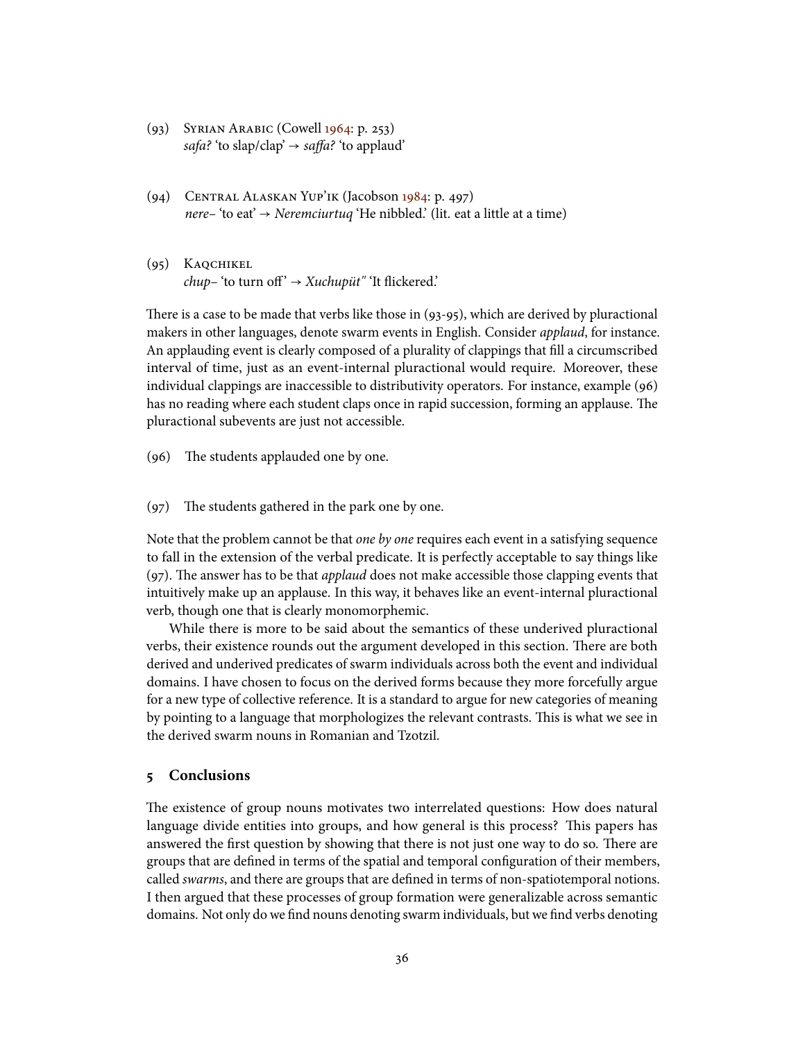(93) Syrian Arabic (Cowell 1964: p. 253)
*safaʔ* 'to slap/clap' → *saffaʔ* 'to applaud'

(94) Central Alaskan Yup'ik (Jacobson 1984: p. 497)
*nere–* 'to eat' → *Neremciurtuq* 'He nibbled.' (lit. eat a little at a time)

(95) Kaqchikel
*chup–* 'to turn off' → *Xuchupüt"* 'It flickered.'

There is a case to be made that verbs like those in (93-95), which are derived by pluractional makers in other languages, denote swarm events in English. Consider *applaud*, for instance. An applauding event is clearly composed of a plurality of clappings that fill a circumscribed interval of time, just as an event-internal pluractional would require. Moreover, these individual clappings are inaccessible to distributivity operators. For instance, example (96) has no reading where each student claps once in rapid succession, forming an applause. The pluractional subevents are just not accessible.

(96) The students applauded one by one.

(97) The students gathered in the park one by one.

Note that the problem cannot be that *one by one* requires each event in a satisfying sequence to fall in the extension of the verbal predicate. It is perfectly acceptable to say things like (97). The answer has to be that *applaud* does not make accessible those clapping events that intuitively make up an applause. In this way, it behaves like an event-internal pluractional verb, though one that is clearly monomorphemic.

While there is more to be said about the semantics of these underived pluractional verbs, their existence rounds out the argument developed in this section. There are both derived and underived predicates of swarm individuals across both the event and individual domains. I have chosen to focus on the derived forms because they more forcefully argue for a new type of collective reference. It is a standard to argue for new categories of meaning by pointing to a language that morphologizes the relevant contrasts. This is what we see in the derived swarm nouns in Romanian and Tzotzil.

## 5 Conclusions

The existence of group nouns motivates two interrelated questions: How does natural language divide entities into groups, and how general is this process? This papers has answered the first question by showing that there is not just one way to do so. There are groups that are defined in terms of the spatial and temporal configuration of their members, called *swarms*, and there are groups that are defined in terms of non-spatiotemporal notions. I then argued that these processes of group formation were generalizable across semantic domains. Not only do we find nouns denoting swarm individuals, but we find verbs denoting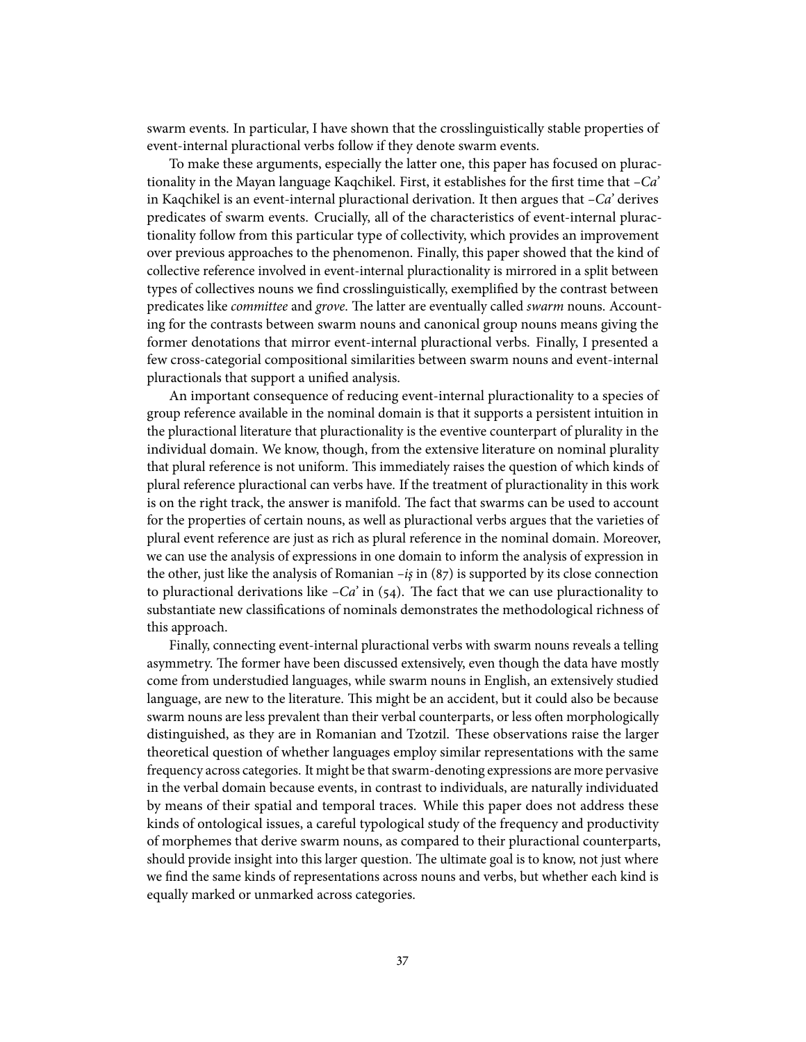swarm events. In particular, I have shown that the crosslinguistically stable properties of event-internal pluractional verbs follow if they denote swarm events.

To make these arguments, especially the latter one, this paper has focused on pluractionality in the Mayan language Kaqchikel. First, it establishes for the first time that *–Ca'* in Kaqchikel is an event-internal pluractional derivation. It then argues that *–Ca'* derives predicates of swarm events. Crucially, all of the characteristics of event-internal pluractionality follow from this particular type of collectivity, which provides an improvement over previous approaches to the phenomenon. Finally, this paper showed that the kind of collective reference involved in event-internal pluractionality is mirrored in a split between types of collectives nouns we find crosslinguistically, exemplified by the contrast between predicates like *committee* and *grove*. The latter are eventually called *swarm* nouns. Accounting for the contrasts between swarm nouns and canonical group nouns means giving the former denotations that mirror event-internal pluractional verbs. Finally, I presented a few cross-categorial compositional similarities between swarm nouns and event-internal pluractionals that support a unified analysis.

An important consequence of reducing event-internal pluractionality to a species of group reference available in the nominal domain is that it supports a persistent intuition in the pluractional literature that pluractionality is the eventive counterpart of plurality in the individual domain. We know, though, from the extensive literature on nominal plurality that plural reference is not uniform. This immediately raises the question of which kinds of plural reference pluractional can verbs have. If the treatment of pluractionality in this work is on the right track, the answer is manifold. The fact that swarms can be used to account for the properties of certain nouns, as well as pluractional verbs argues that the varieties of plural event reference are just as rich as plural reference in the nominal domain. Moreover, we can use the analysis of expressions in one domain to inform the analysis of expression in the other, just like the analysis of Romanian *–iș* in (87) is supported by its close connection to pluractional derivations like *–Ca'* in (54). The fact that we can use pluractionality to substantiate new classifications of nominals demonstrates the methodological richness of this approach.

Finally, connecting event-internal pluractional verbs with swarm nouns reveals a telling asymmetry. The former have been discussed extensively, even though the data have mostly come from understudied languages, while swarm nouns in English, an extensively studied language, are new to the literature. This might be an accident, but it could also be because swarm nouns are less prevalent than their verbal counterparts, or less often morphologically distinguished, as they are in Romanian and Tzotzil. These observations raise the larger theoretical question of whether languages employ similar representations with the same frequency across categories. It might be that swarm-denoting expressions are more pervasive in the verbal domain because events, in contrast to individuals, are naturally individuated by means of their spatial and temporal traces. While this paper does not address these kinds of ontological issues, a careful typological study of the frequency and productivity of morphemes that derive swarm nouns, as compared to their pluractional counterparts, should provide insight into this larger question. The ultimate goal is to know, not just where we find the same kinds of representations across nouns and verbs, but whether each kind is equally marked or unmarked across categories.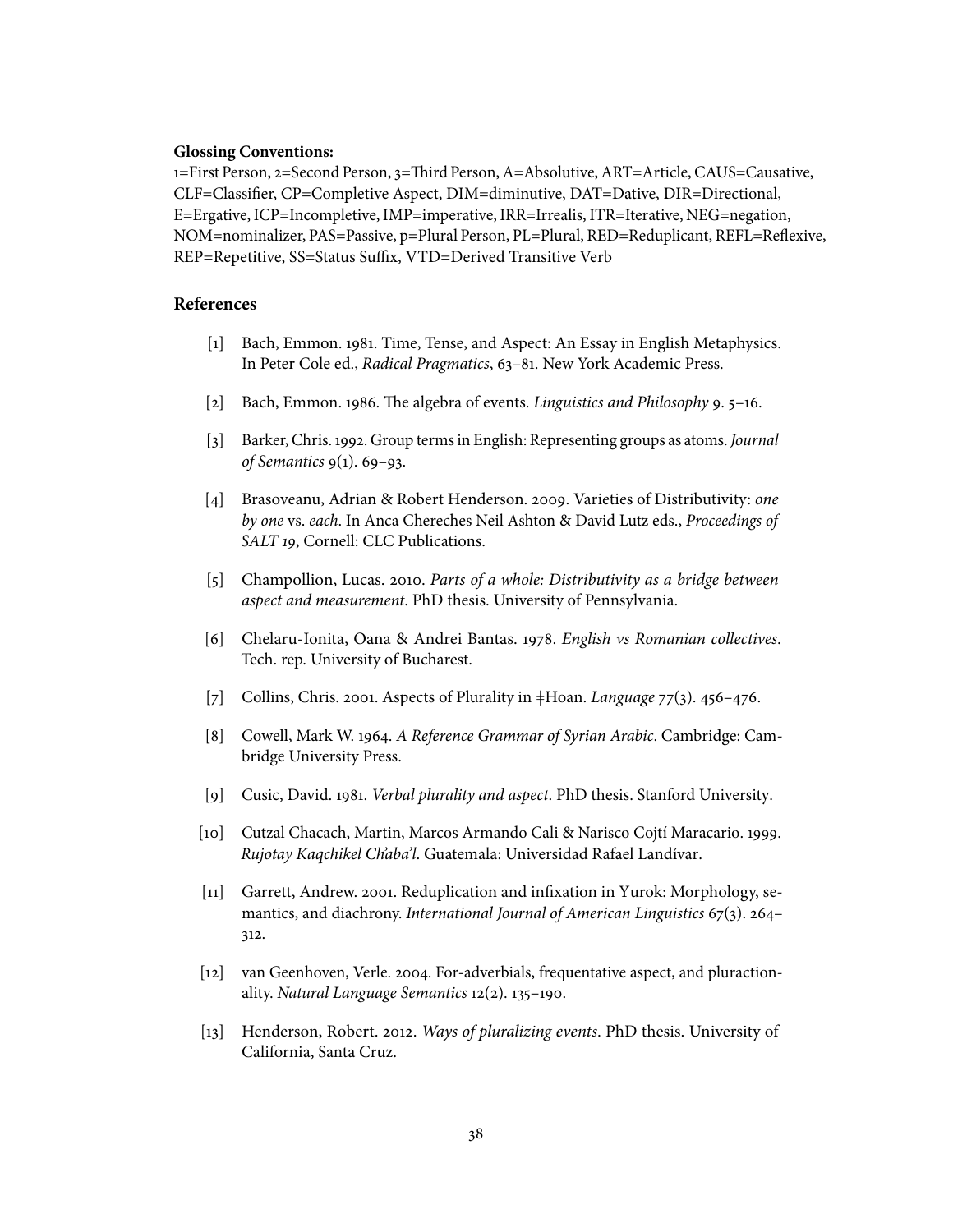**Glossing Conventions:**
1=First Person, 2=Second Person, 3=Third Person, A=Absolutive, ART=Article, CAUS=Causative, CLF=Classifier, CP=Completive Aspect, DIM=diminutive, DAT=Dative, DIR=Directional, E=Ergative, ICP=Incompletive, IMP=imperative, IRR=Irrealis, ITR=Iterative, NEG=negation, NOM=nominalizer, PAS=Passive, p=Plural Person, PL=Plural, RED=Reduplicant, REFL=Reflexive, REP=Repetitive, SS=Status Suffix, VTD=Derived Transitive Verb

## References

[1] Bach, Emmon. 1981. Time, Tense, and Aspect: An Essay in English Metaphysics. In Peter Cole ed., *Radical Pragmatics*, 63–81. New York Academic Press.

[2] Bach, Emmon. 1986. The algebra of events. *Linguistics and Philosophy* 9. 5–16.

[3] Barker, Chris. 1992. Group terms in English: Representing groups as atoms. *Journal of Semantics* 9(1). 69–93.

[4] Brasoveanu, Adrian & Robert Henderson. 2009. Varieties of Distributivity: *one by one* vs. *each*. In Anca Chereches Neil Ashton & David Lutz eds., *Proceedings of SALT 19*, Cornell: CLC Publications.

[5] Champollion, Lucas. 2010. *Parts of a whole: Distributivity as a bridge between aspect and measurement*. PhD thesis. University of Pennsylvania.

[6] Chelaru-Ionita, Oana & Andrei Bantas. 1978. *English vs Romanian collectives*. Tech. rep. University of Bucharest.

[7] Collins, Chris. 2001. Aspects of Plurality in ǂHoan. *Language* 77(3). 456–476.

[8] Cowell, Mark W. 1964. *A Reference Grammar of Syrian Arabic*. Cambridge: Cambridge University Press.

[9] Cusic, David. 1981. *Verbal plurality and aspect*. PhD thesis. Stanford University.

[10] Cutzal Chacach, Martin, Marcos Armando Cali & Narisco Cojtí Maracario. 1999. *Rujotay Kaqchikel Ch'aba'l*. Guatemala: Universidad Rafael Landívar.

[11] Garrett, Andrew. 2001. Reduplication and infixation in Yurok: Morphology, semantics, and diachrony. *International Journal of American Linguistics* 67(3). 264–312.

[12] van Geenhoven, Verle. 2004. For-adverbials, frequentative aspect, and pluractionality. *Natural Language Semantics* 12(2). 135–190.

[13] Henderson, Robert. 2012. *Ways of pluralizing events*. PhD thesis. University of California, Santa Cruz.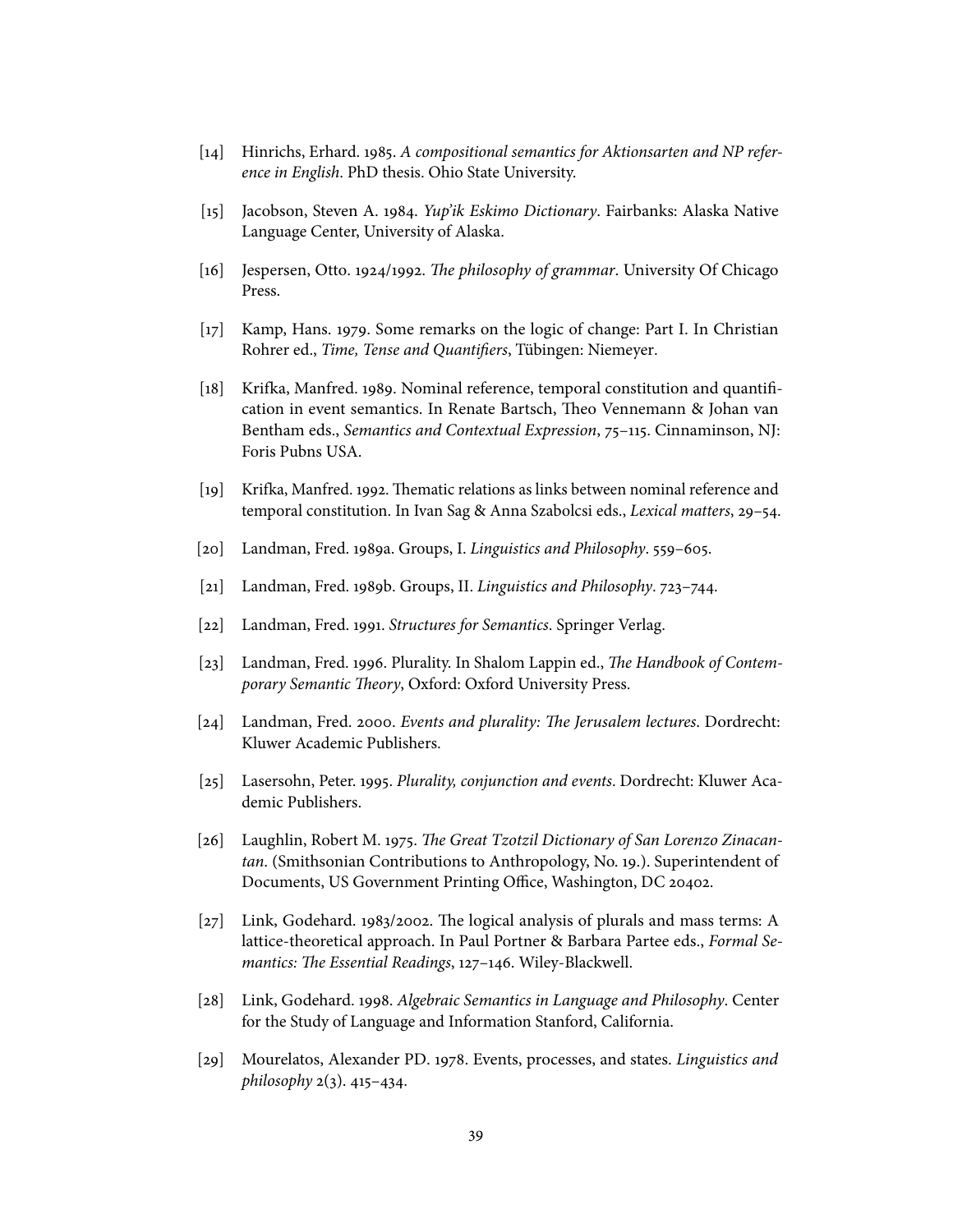[14] Hinrichs, Erhard. 1985. *A compositional semantics for Aktionsarten and NP reference in English*. PhD thesis. Ohio State University.

[15] Jacobson, Steven A. 1984. *Yup'ik Eskimo Dictionary*. Fairbanks: Alaska Native Language Center, University of Alaska.

[16] Jespersen, Otto. 1924/1992. *The philosophy of grammar*. University Of Chicago Press.

[17] Kamp, Hans. 1979. Some remarks on the logic of change: Part I. In Christian Rohrer ed., *Time, Tense and Quantifiers*, Tübingen: Niemeyer.

[18] Krifka, Manfred. 1989. Nominal reference, temporal constitution and quantification in event semantics. In Renate Bartsch, Theo Vennemann & Johan van Bentham eds., *Semantics and Contextual Expression*, 75–115. Cinnaminson, NJ: Foris Pubns USA.

[19] Krifka, Manfred. 1992. Thematic relations as links between nominal reference and temporal constitution. In Ivan Sag & Anna Szabolcsi eds., *Lexical matters*, 29–54.

[20] Landman, Fred. 1989a. Groups, I. *Linguistics and Philosophy*. 559–605.

[21] Landman, Fred. 1989b. Groups, II. *Linguistics and Philosophy*. 723–744.

[22] Landman, Fred. 1991. *Structures for Semantics*. Springer Verlag.

[23] Landman, Fred. 1996. Plurality. In Shalom Lappin ed., *The Handbook of Contemporary Semantic Theory*, Oxford: Oxford University Press.

[24] Landman, Fred. 2000. *Events and plurality: The Jerusalem lectures*. Dordrecht: Kluwer Academic Publishers.

[25] Lasersohn, Peter. 1995. *Plurality, conjunction and events*. Dordrecht: Kluwer Academic Publishers.

[26] Laughlin, Robert M. 1975. *The Great Tzotzil Dictionary of San Lorenzo Zinacantan*. (Smithsonian Contributions to Anthropology, No. 19.). Superintendent of Documents, US Government Printing Office, Washington, DC 20402.

[27] Link, Godehard. 1983/2002. The logical analysis of plurals and mass terms: A lattice-theoretical approach. In Paul Portner & Barbara Partee eds., *Formal Semantics: The Essential Readings*, 127–146. Wiley-Blackwell.

[28] Link, Godehard. 1998. *Algebraic Semantics in Language and Philosophy*. Center for the Study of Language and Information Stanford, California.

[29] Mourelatos, Alexander PD. 1978. Events, processes, and states. *Linguistics and philosophy* 2(3). 415–434.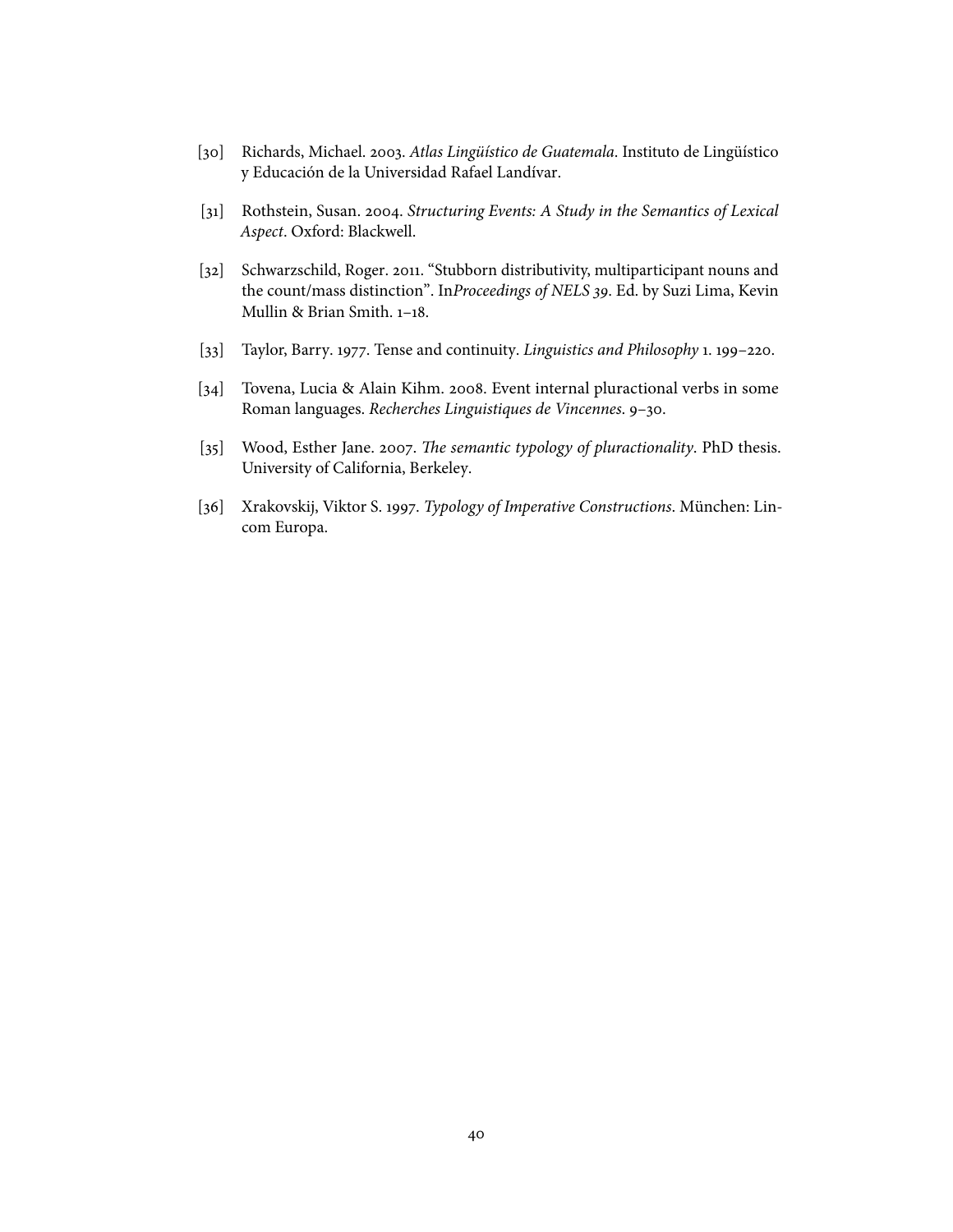[30] Richards, Michael. 2003. *Atlas Lingüístico de Guatemala*. Instituto de Lingüístico y Educación de la Universidad Rafael Landívar.

[31] Rothstein, Susan. 2004. *Structuring Events: A Study in the Semantics of Lexical Aspect*. Oxford: Blackwell.

[32] Schwarzschild, Roger. 2011. "Stubborn distributivity, multiparticipant nouns and the count/mass distinction". In*Proceedings of NELS 39*. Ed. by Suzi Lima, Kevin Mullin & Brian Smith. 1–18.

[33] Taylor, Barry. 1977. Tense and continuity. *Linguistics and Philosophy* 1. 199–220.

[34] Tovena, Lucia & Alain Kihm. 2008. Event internal pluractional verbs in some Roman languages. *Recherches Linguistiques de Vincennes*. 9–30.

[35] Wood, Esther Jane. 2007. *The semantic typology of pluractionality*. PhD thesis. University of California, Berkeley.

[36] Xrakovskij, Viktor S. 1997. *Typology of Imperative Constructions*. München: Lincom Europa.